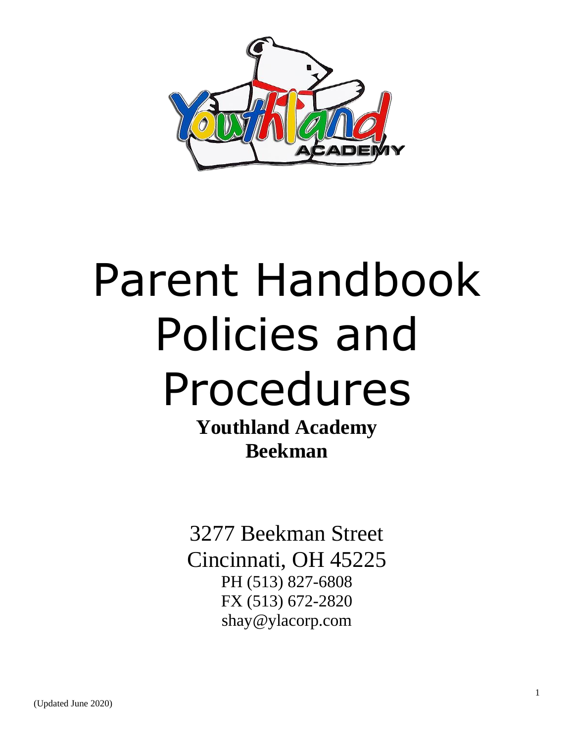# Parent Handbook Policies and Procedures

**Youthland Academy**
**Beekman**

3277 Beekman Street
Cincinnati, OH 45225
PH (513) 827-6808
FX (513) 672-2820
shay@ylacorp.com

(Updated June 2020)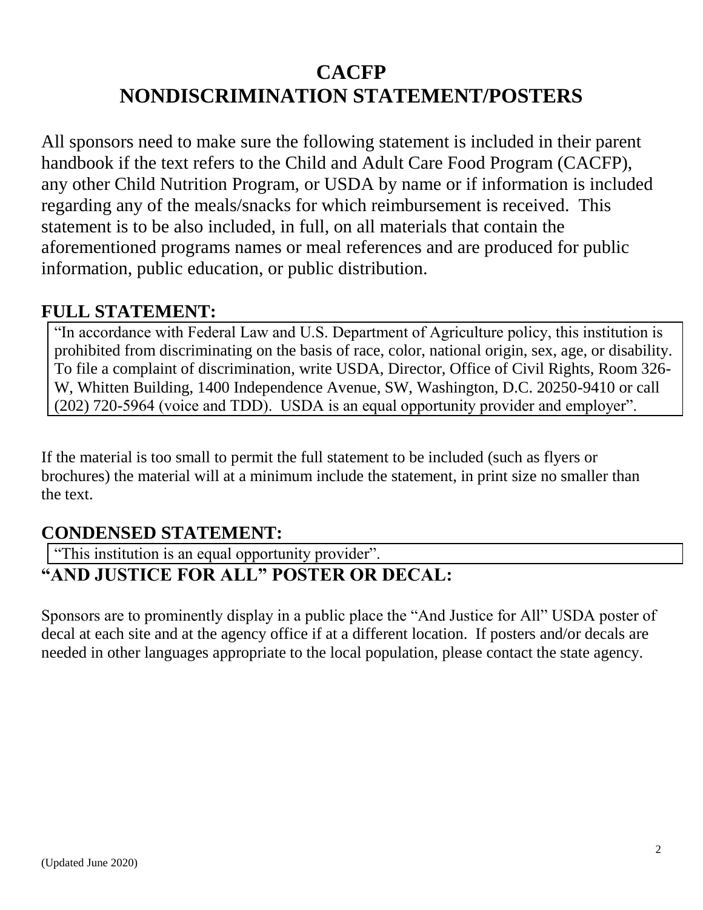# CACFP
# NONDISCRIMINATION STATEMENT/POSTERS

All sponsors need to make sure the following statement is included in their parent handbook if the text refers to the Child and Adult Care Food Program (CACFP), any other Child Nutrition Program, or USDA by name or if information is included regarding any of the meals/snacks for which reimbursement is received. This statement is to be also included, in full, on all materials that contain the aforementioned programs names or meal references and are produced for public information, public education, or public distribution.

## FULL STATEMENT:

> "In accordance with Federal Law and U.S. Department of Agriculture policy, this institution is prohibited from discriminating on the basis of race, color, national origin, sex, age, or disability. To file a complaint of discrimination, write USDA, Director, Office of Civil Rights, Room 326-W, Whitten Building, 1400 Independence Avenue, SW, Washington, D.C. 20250-9410 or call (202) 720-5964 (voice and TDD). USDA is an equal opportunity provider and employer".

If the material is too small to permit the full statement to be included (such as flyers or brochures) the material will at a minimum include the statement, in print size no smaller than the text.

## CONDENSED STATEMENT:

> "This institution is an equal opportunity provider".

## "AND JUSTICE FOR ALL" POSTER OR DECAL:

Sponsors are to prominently display in a public place the "And Justice for All" USDA poster of decal at each site and at the agency office if at a different location. If posters and/or decals are needed in other languages appropriate to the local population, please contact the state agency.

(Updated June 2020)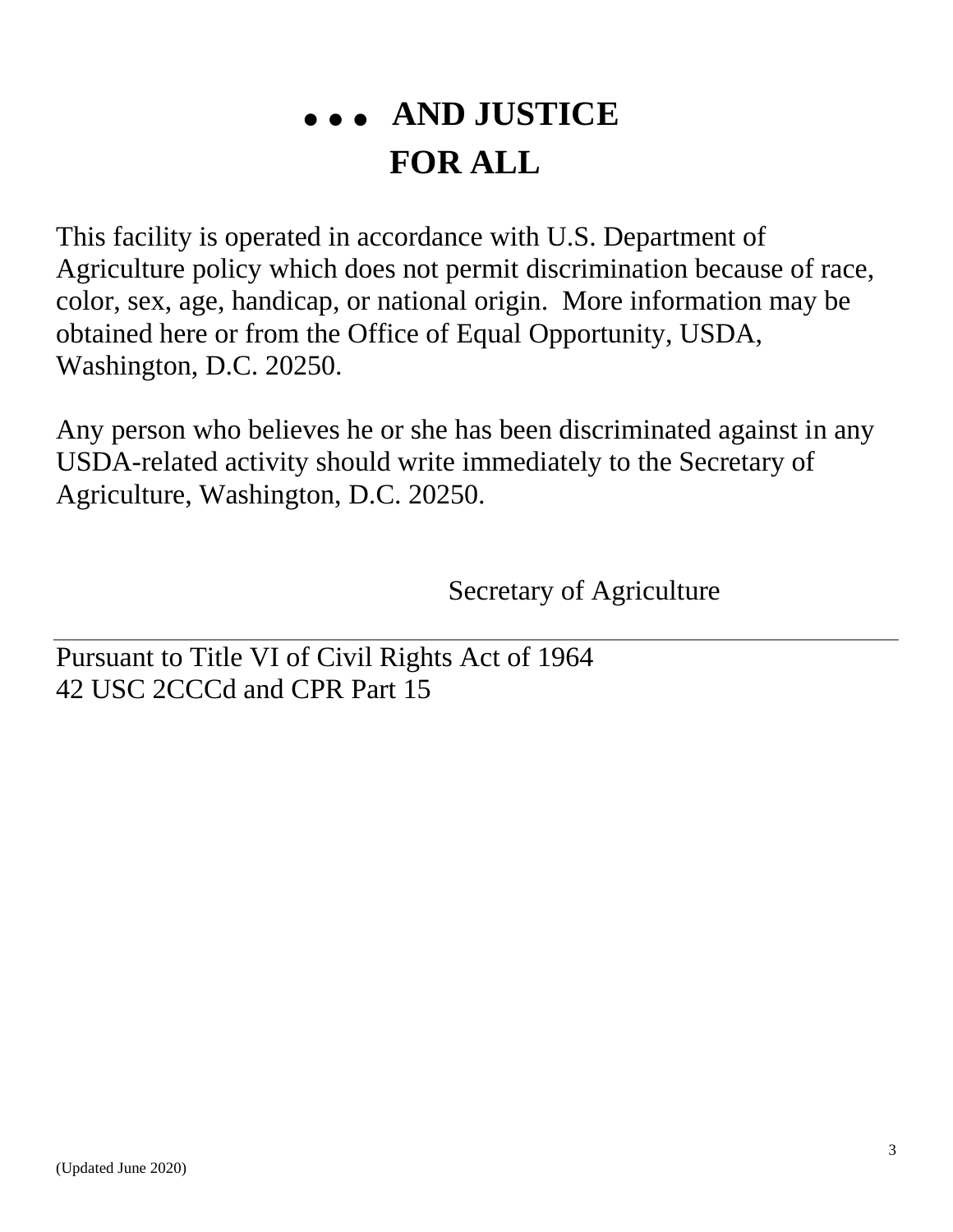# . . . AND JUSTICE FOR ALL

This facility is operated in accordance with U.S. Department of Agriculture policy which does not permit discrimination because of race, color, sex, age, handicap, or national origin. More information may be obtained here or from the Office of Equal Opportunity, USDA, Washington, D.C. 20250.

Any person who believes he or she has been discriminated against in any USDA-related activity should write immediately to the Secretary of Agriculture, Washington, D.C. 20250.

Secretary of Agriculture

---

Pursuant to Title VI of Civil Rights Act of 1964
42 USC 2CCCd and CPR Part 15

(Updated June 2020)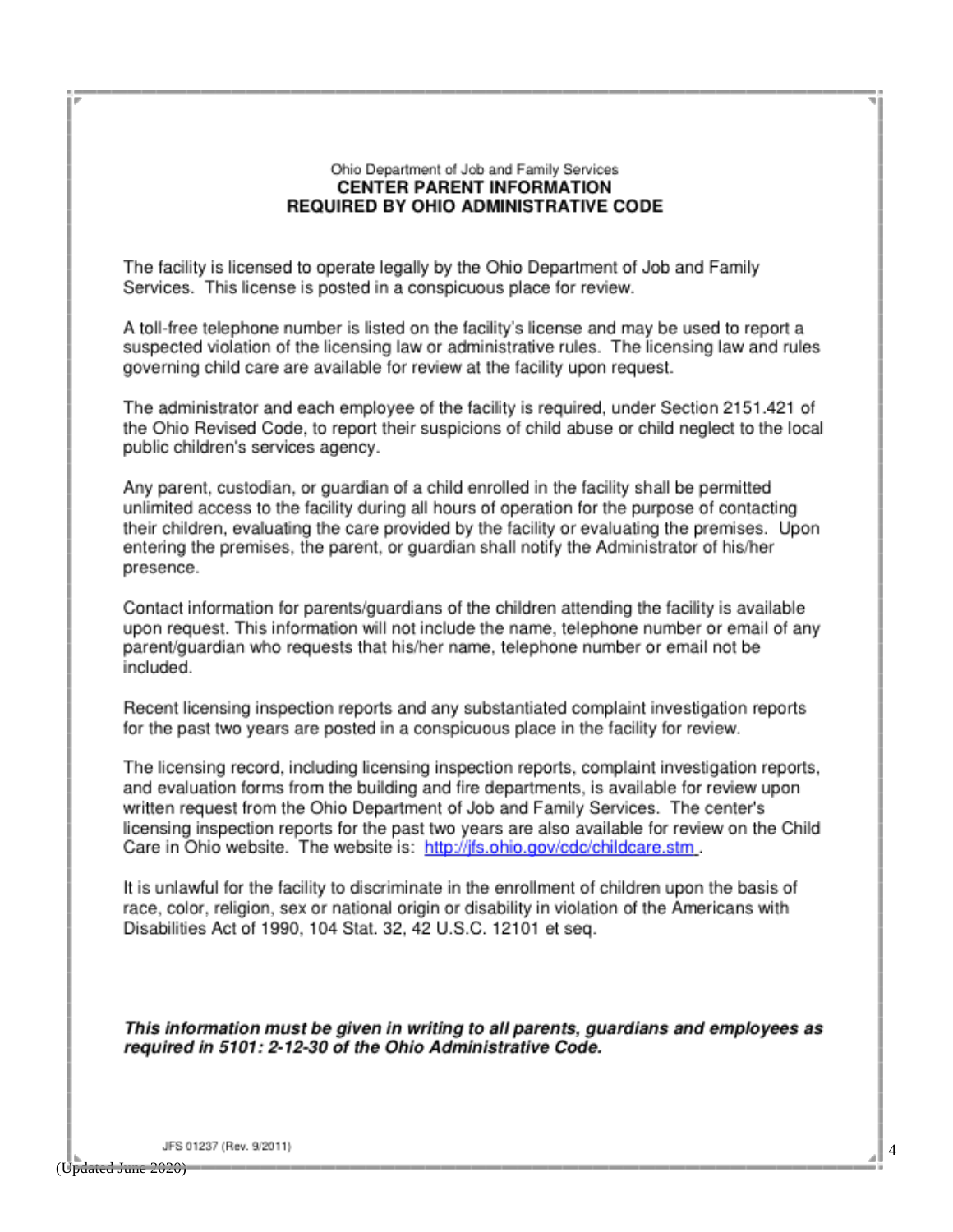Ohio Department of Job and Family Services

**CENTER PARENT INFORMATION**
**REQUIRED BY OHIO ADMINISTRATIVE CODE**

The facility is licensed to operate legally by the Ohio Department of Job and Family Services. This license is posted in a conspicuous place for review.

A toll-free telephone number is listed on the facility's license and may be used to report a suspected violation of the licensing law or administrative rules. The licensing law and rules governing child care are available for review at the facility upon request.

The administrator and each employee of the facility is required, under Section 2151.421 of the Ohio Revised Code, to report their suspicions of child abuse or child neglect to the local public children's services agency.

Any parent, custodian, or guardian of a child enrolled in the facility shall be permitted unlimited access to the facility during all hours of operation for the purpose of contacting their children, evaluating the care provided by the facility or evaluating the premises. Upon entering the premises, the parent, or guardian shall notify the Administrator of his/her presence.

Contact information for parents/guardians of the children attending the facility is available upon request. This information will not include the name, telephone number or email of any parent/guardian who requests that his/her name, telephone number or email not be included.

Recent licensing inspection reports and any substantiated complaint investigation reports for the past two years are posted in a conspicuous place in the facility for review.

The licensing record, including licensing inspection reports, complaint investigation reports, and evaluation forms from the building and fire departments, is available for review upon written request from the Ohio Department of Job and Family Services. The center's licensing inspection reports for the past two years are also available for review on the Child Care in Ohio website. The website is: http://jfs.ohio.gov/cdc/childcare.stm .

It is unlawful for the facility to discriminate in the enrollment of children upon the basis of race, color, religion, sex or national origin or disability in violation of the Americans with Disabilities Act of 1990, 104 Stat. 32, 42 U.S.C. 12101 et seq.

***This information must be given in writing to all parents, guardians and employees as required in 5101: 2-12-30 of the Ohio Administrative Code.***

JFS 01237 (Rev. 9/2011)

(Updated June 2020)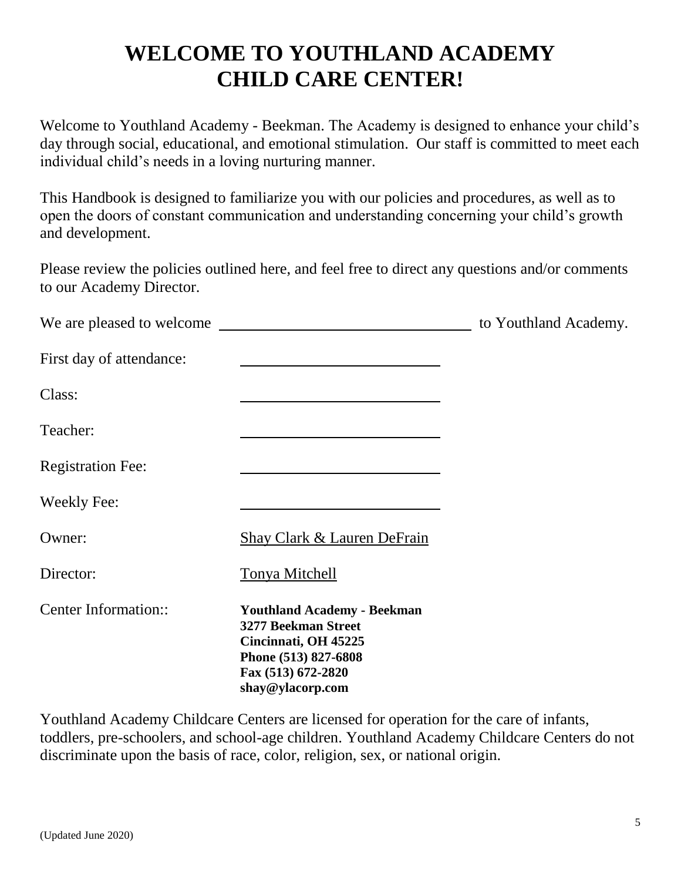# WELCOME TO YOUTHLAND ACADEMY CHILD CARE CENTER!

Welcome to Youthland Academy - Beekman. The Academy is designed to enhance your child's day through social, educational, and emotional stimulation. Our staff is committed to meet each individual child's needs in a loving nurturing manner.

This Handbook is designed to familiarize you with our policies and procedures, as well as to open the doors of constant communication and understanding concerning your child's growth and development.

Please review the policies outlined here, and feel free to direct any questions and/or comments to our Academy Director.

We are pleased to welcome ______________________________ to Youthland Academy.

First day of attendance: ________________________

Class: ________________________

Teacher: ________________________

Registration Fee: ________________________

Weekly Fee: ________________________

Owner: Shay Clark & Lauren DeFrain

Director: Tonya Mitchell

Center Information::
**Youthland Academy - Beekman**
**3277 Beekman Street**
**Cincinnati, OH 45225**
**Phone (513) 827-6808**
**Fax (513) 672-2820**
**shay@ylacorp.com**

Youthland Academy Childcare Centers are licensed for operation for the care of infants, toddlers, pre-schoolers, and school-age children. Youthland Academy Childcare Centers do not discriminate upon the basis of race, color, religion, sex, or national origin.

(Updated June 2020)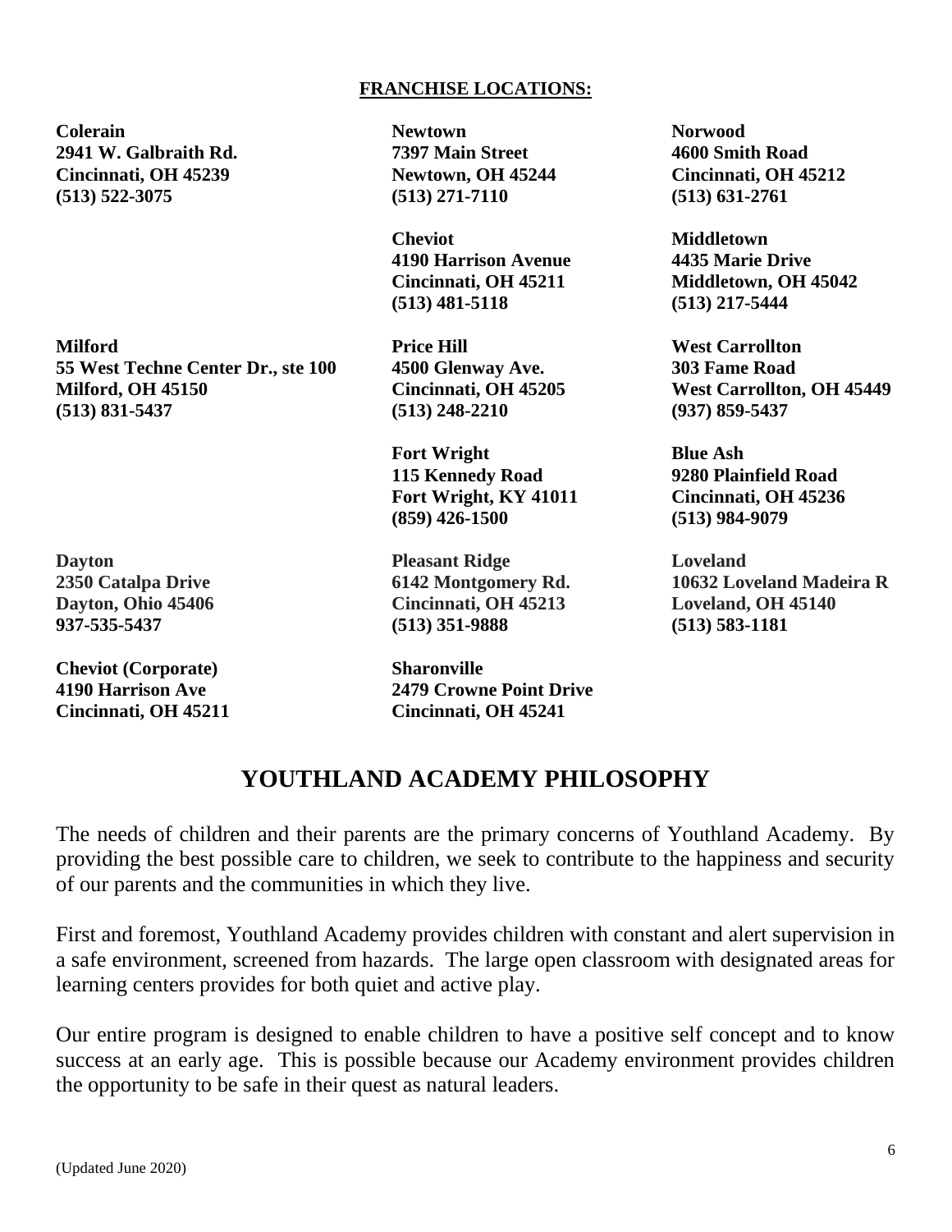## FRANCHISE LOCATIONS:

**Colerain**
**2941 W. Galbraith Rd.**
**Cincinnati, OH 45239**
**(513) 522-3075**

**Newtown**
**7397 Main Street**
**Newtown, OH 45244**
**(513) 271-7110**

**Norwood**
**4600 Smith Road**
**Cincinnati, OH 45212**
**(513) 631-2761**

**Cheviot**
**4190 Harrison Avenue**
**Cincinnati, OH 45211**
**(513) 481-5118**

**Middletown**
**4435 Marie Drive**
**Middletown, OH 45042**
**(513) 217-5444**

**Milford**
**55 West Techne Center Dr., ste 100**
**Milford, OH 45150**
**(513) 831-5437**

**Price Hill**
**4500 Glenway Ave.**
**Cincinnati, OH 45205**
**(513) 248-2210**

**West Carrollton**
**303 Fame Road**
**West Carrollton, OH 45449**
**(937) 859-5437**

**Fort Wright**
**115 Kennedy Road**
**Fort Wright, KY 41011**
**(859) 426-1500**

**Blue Ash**
**9280 Plainfield Road**
**Cincinnati, OH 45236**
**(513) 984-9079**

**Dayton**
**2350 Catalpa Drive**
**Dayton, Ohio 45406**
**937-535-5437**

**Pleasant Ridge**
**6142 Montgomery Rd.**
**Cincinnati, OH 45213**
**(513) 351-9888**

**Loveland**
**10632 Loveland Madeira R**
**Loveland, OH 45140**
**(513) 583-1181**

**Cheviot (Corporate)**
**4190 Harrison Ave**
**Cincinnati, OH 45211**

**Sharonville**
**2479 Crowne Point Drive**
**Cincinnati, OH 45241**

# YOUTHLAND ACADEMY PHILOSOPHY

The needs of children and their parents are the primary concerns of Youthland Academy. By providing the best possible care to children, we seek to contribute to the happiness and security of our parents and the communities in which they live.

First and foremost, Youthland Academy provides children with constant and alert supervision in a safe environment, screened from hazards. The large open classroom with designated areas for learning centers provides for both quiet and active play.

Our entire program is designed to enable children to have a positive self concept and to know success at an early age. This is possible because our Academy environment provides children the opportunity to be safe in their quest as natural leaders.

(Updated June 2020)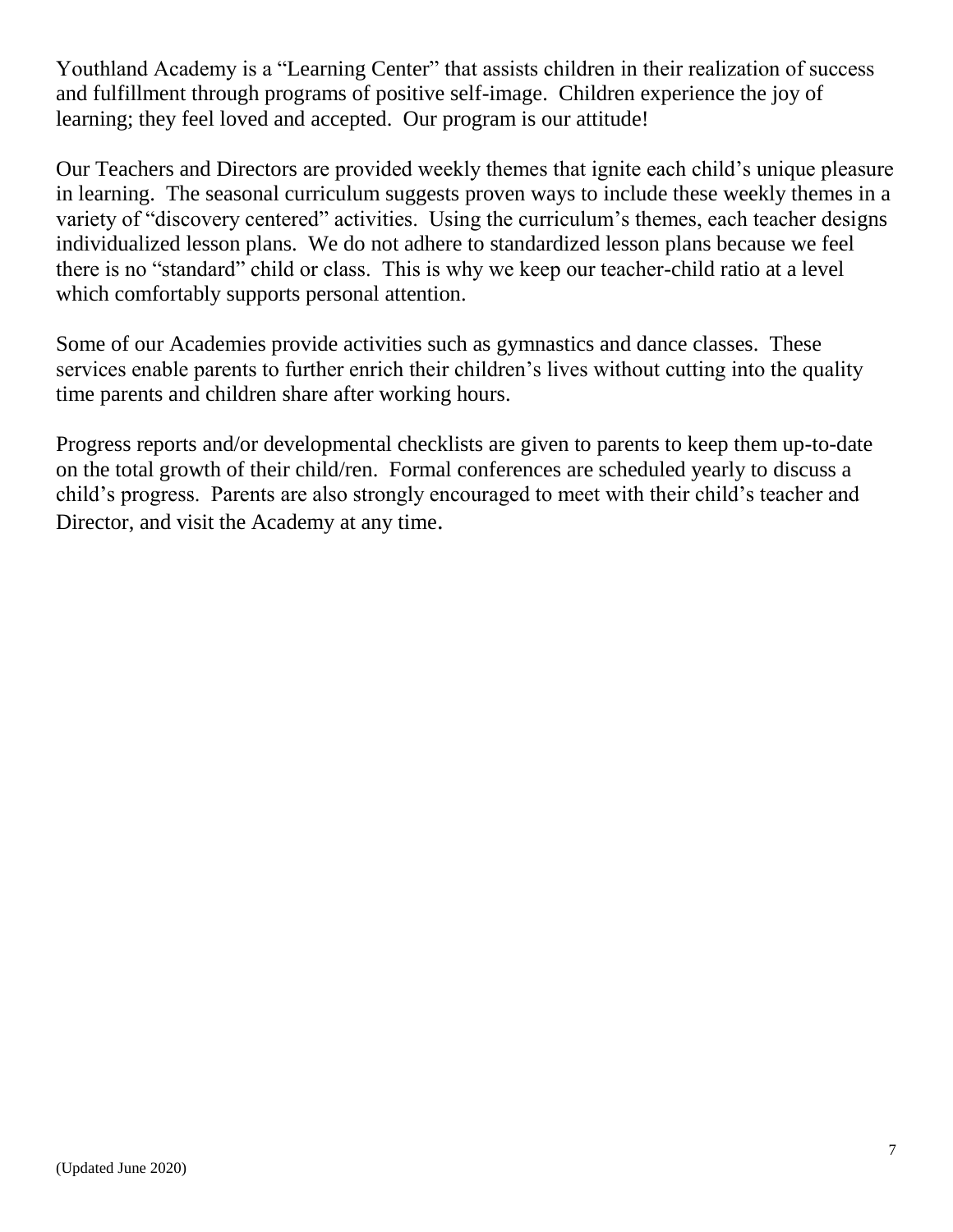Youthland Academy is a "Learning Center" that assists children in their realization of success and fulfillment through programs of positive self-image. Children experience the joy of learning; they feel loved and accepted. Our program is our attitude!

Our Teachers and Directors are provided weekly themes that ignite each child's unique pleasure in learning. The seasonal curriculum suggests proven ways to include these weekly themes in a variety of "discovery centered" activities. Using the curriculum's themes, each teacher designs individualized lesson plans. We do not adhere to standardized lesson plans because we feel there is no "standard" child or class. This is why we keep our teacher-child ratio at a level which comfortably supports personal attention.

Some of our Academies provide activities such as gymnastics and dance classes. These services enable parents to further enrich their children's lives without cutting into the quality time parents and children share after working hours.

Progress reports and/or developmental checklists are given to parents to keep them up-to-date on the total growth of their child/ren. Formal conferences are scheduled yearly to discuss a child's progress. Parents are also strongly encouraged to meet with their child's teacher and Director, and visit the Academy at any time.

(Updated June 2020)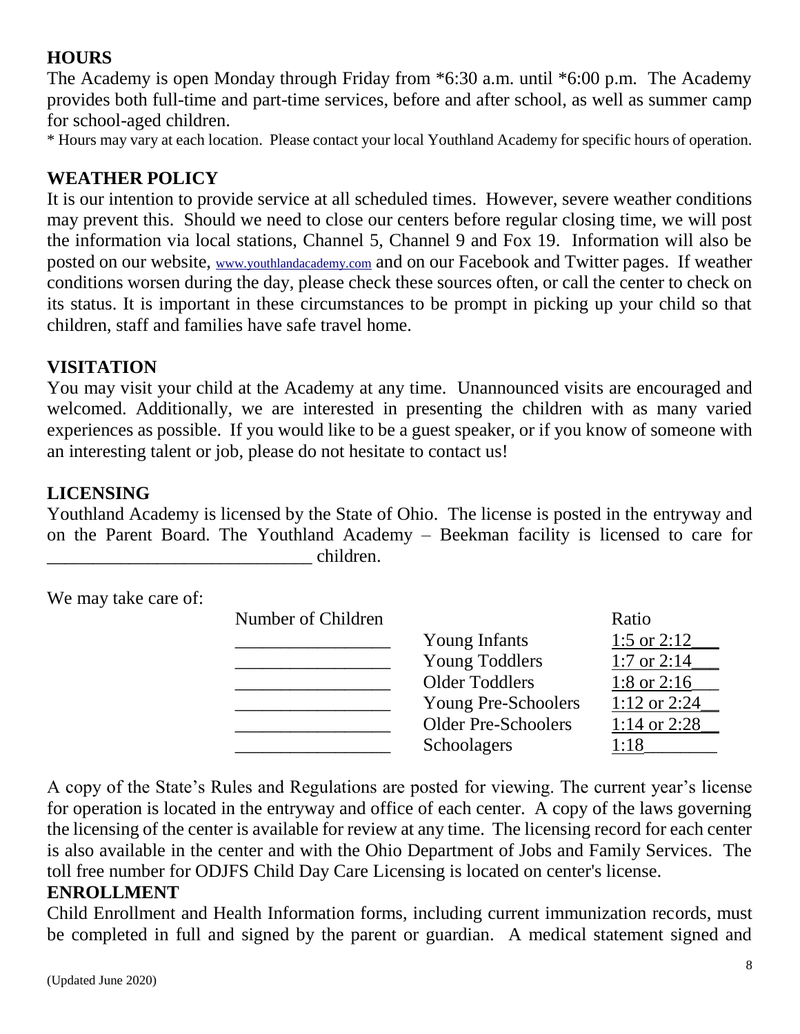## HOURS

The Academy is open Monday through Friday from *6:30 a.m. until *6:00 p.m. The Academy provides both full-time and part-time services, before and after school, as well as summer camp for school-aged children.

* Hours may vary at each location. Please contact your local Youthland Academy for specific hours of operation.

## WEATHER POLICY

It is our intention to provide service at all scheduled times. However, severe weather conditions may prevent this. Should we need to close our centers before regular closing time, we will post the information via local stations, Channel 5, Channel 9 and Fox 19. Information will also be posted on our website, www.youthlandacademy.com and on our Facebook and Twitter pages. If weather conditions worsen during the day, please check these sources often, or call the center to check on its status. It is important in these circumstances to be prompt in picking up your child so that children, staff and families have safe travel home.

## VISITATION

You may visit your child at the Academy at any time. Unannounced visits are encouraged and welcomed. Additionally, we are interested in presenting the children with as many varied experiences as possible. If you would like to be a guest speaker, or if you know of someone with an interesting talent or job, please do not hesitate to contact us!

## LICENSING

Youthland Academy is licensed by the State of Ohio. The license is posted in the entryway and on the Parent Board. The Youthland Academy – Beekman facility is licensed to care for _____________________________ children.

We may take care of:

| Number of Children | | Ratio |
|---|---|---|
| _________________ | Young Infants | 1:5 or 2:12___ |
| _________________ | Young Toddlers | 1:7 or 2:14___ |
| _________________ | Older Toddlers | 1:8 or 2:16___ |
| _________________ | Young Pre-Schoolers | 1:12 or 2:24__ |
| _________________ | Older Pre-Schoolers | 1:14 or 2:28__ |
| _________________ | Schoolagers | 1:18________ |

A copy of the State's Rules and Regulations are posted for viewing. The current year's license for operation is located in the entryway and office of each center. A copy of the laws governing the licensing of the center is available for review at any time. The licensing record for each center is also available in the center and with the Ohio Department of Jobs and Family Services. The toll free number for ODJFS Child Day Care Licensing is located on center's license.

## ENROLLMENT

Child Enrollment and Health Information forms, including current immunization records, must be completed in full and signed by the parent or guardian. A medical statement signed and

(Updated June 2020)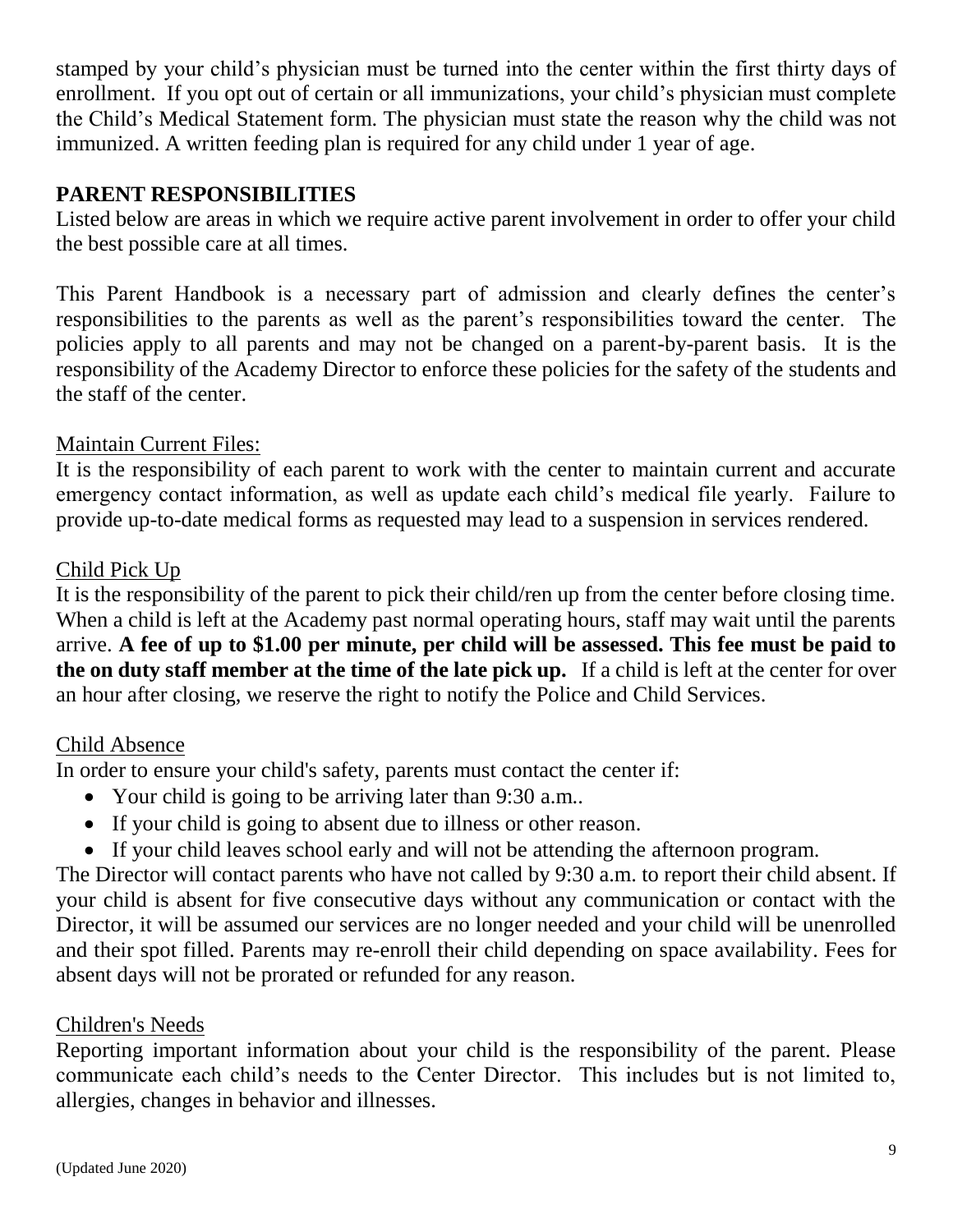stamped by your child's physician must be turned into the center within the first thirty days of enrollment. If you opt out of certain or all immunizations, your child's physician must complete the Child's Medical Statement form. The physician must state the reason why the child was not immunized. A written feeding plan is required for any child under 1 year of age.

## PARENT RESPONSIBILITIES

Listed below are areas in which we require active parent involvement in order to offer your child the best possible care at all times.

This Parent Handbook is a necessary part of admission and clearly defines the center's responsibilities to the parents as well as the parent's responsibilities toward the center. The policies apply to all parents and may not be changed on a parent-by-parent basis. It is the responsibility of the Academy Director to enforce these policies for the safety of the students and the staff of the center.

### Maintain Current Files:

It is the responsibility of each parent to work with the center to maintain current and accurate emergency contact information, as well as update each child's medical file yearly. Failure to provide up-to-date medical forms as requested may lead to a suspension in services rendered.

### Child Pick Up

It is the responsibility of the parent to pick their child/ren up from the center before closing time. When a child is left at the Academy past normal operating hours, staff may wait until the parents arrive. **A fee of up to $1.00 per minute, per child will be assessed. This fee must be paid to the on duty staff member at the time of the late pick up.** If a child is left at the center for over an hour after closing, we reserve the right to notify the Police and Child Services.

### Child Absence

In order to ensure your child's safety, parents must contact the center if:

- Your child is going to be arriving later than 9:30 a.m..
- If your child is going to absent due to illness or other reason.
- If your child leaves school early and will not be attending the afternoon program.

The Director will contact parents who have not called by 9:30 a.m. to report their child absent. If your child is absent for five consecutive days without any communication or contact with the Director, it will be assumed our services are no longer needed and your child will be unenrolled and their spot filled. Parents may re-enroll their child depending on space availability. Fees for absent days will not be prorated or refunded for any reason.

### Children's Needs

Reporting important information about your child is the responsibility of the parent. Please communicate each child's needs to the Center Director. This includes but is not limited to, allergies, changes in behavior and illnesses.

(Updated June 2020)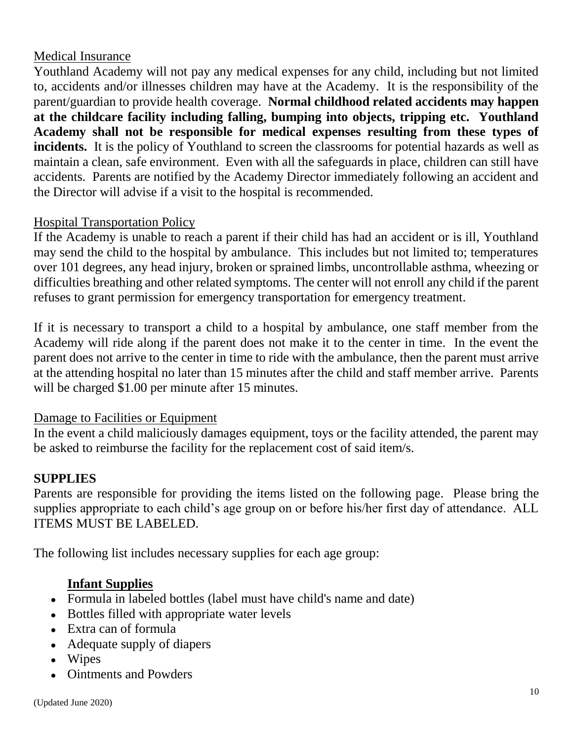Medical Insurance

Youthland Academy will not pay any medical expenses for any child, including but not limited to, accidents and/or illnesses children may have at the Academy. It is the responsibility of the parent/guardian to provide health coverage. **Normal childhood related accidents may happen at the childcare facility including falling, bumping into objects, tripping etc. Youthland Academy shall not be responsible for medical expenses resulting from these types of incidents.** It is the policy of Youthland to screen the classrooms for potential hazards as well as maintain a clean, safe environment. Even with all the safeguards in place, children can still have accidents. Parents are notified by the Academy Director immediately following an accident and the Director will advise if a visit to the hospital is recommended.

Hospital Transportation Policy

If the Academy is unable to reach a parent if their child has had an accident or is ill, Youthland may send the child to the hospital by ambulance. This includes but not limited to; temperatures over 101 degrees, any head injury, broken or sprained limbs, uncontrollable asthma, wheezing or difficulties breathing and other related symptoms. The center will not enroll any child if the parent refuses to grant permission for emergency transportation for emergency treatment.

If it is necessary to transport a child to a hospital by ambulance, one staff member from the Academy will ride along if the parent does not make it to the center in time. In the event the parent does not arrive to the center in time to ride with the ambulance, then the parent must arrive at the attending hospital no later than 15 minutes after the child and staff member arrive. Parents will be charged $1.00 per minute after 15 minutes.

Damage to Facilities or Equipment

In the event a child maliciously damages equipment, toys or the facility attended, the parent may be asked to reimburse the facility for the replacement cost of said item/s.

## SUPPLIES

Parents are responsible for providing the items listed on the following page. Please bring the supplies appropriate to each child's age group on or before his/her first day of attendance. ALL ITEMS MUST BE LABELED.

The following list includes necessary supplies for each age group:

### Infant Supplies

- Formula in labeled bottles (label must have child's name and date)
- Bottles filled with appropriate water levels
- Extra can of formula
- Adequate supply of diapers
- Wipes
- Ointments and Powders

(Updated June 2020)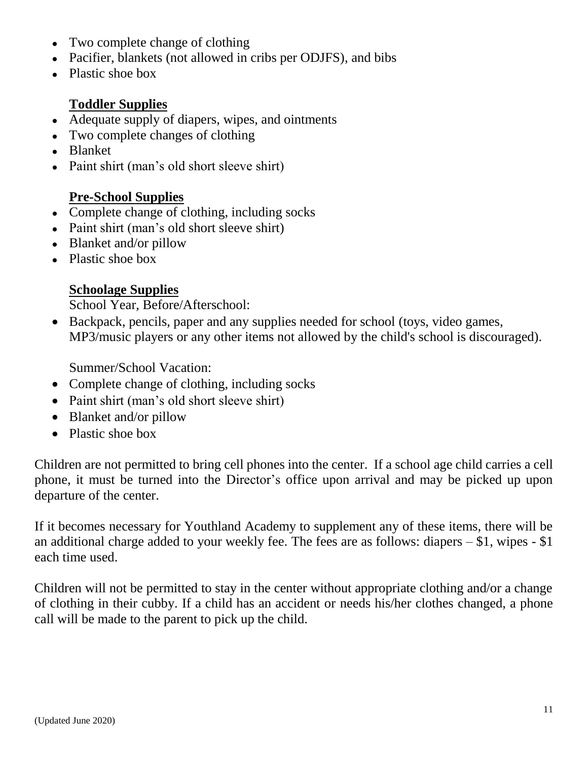- Two complete change of clothing
- Pacifier, blankets (not allowed in cribs per ODJFS), and bibs
- Plastic shoe box

**Toddler Supplies**

- Adequate supply of diapers, wipes, and ointments
- Two complete changes of clothing
- Blanket
- Paint shirt (man's old short sleeve shirt)

**Pre-School Supplies**

- Complete change of clothing, including socks
- Paint shirt (man's old short sleeve shirt)
- Blanket and/or pillow
- Plastic shoe box

**Schoolage Supplies**

School Year, Before/Afterschool:

- Backpack, pencils, paper and any supplies needed for school (toys, video games, MP3/music players or any other items not allowed by the child's school is discouraged).

Summer/School Vacation:

- Complete change of clothing, including socks
- Paint shirt (man's old short sleeve shirt)
- Blanket and/or pillow
- Plastic shoe box

Children are not permitted to bring cell phones into the center. If a school age child carries a cell phone, it must be turned into the Director's office upon arrival and may be picked up upon departure of the center.

If it becomes necessary for Youthland Academy to supplement any of these items, there will be an additional charge added to your weekly fee. The fees are as follows: diapers – $1, wipes - $1 each time used.

Children will not be permitted to stay in the center without appropriate clothing and/or a change of clothing in their cubby. If a child has an accident or needs his/her clothes changed, a phone call will be made to the parent to pick up the child.

(Updated June 2020)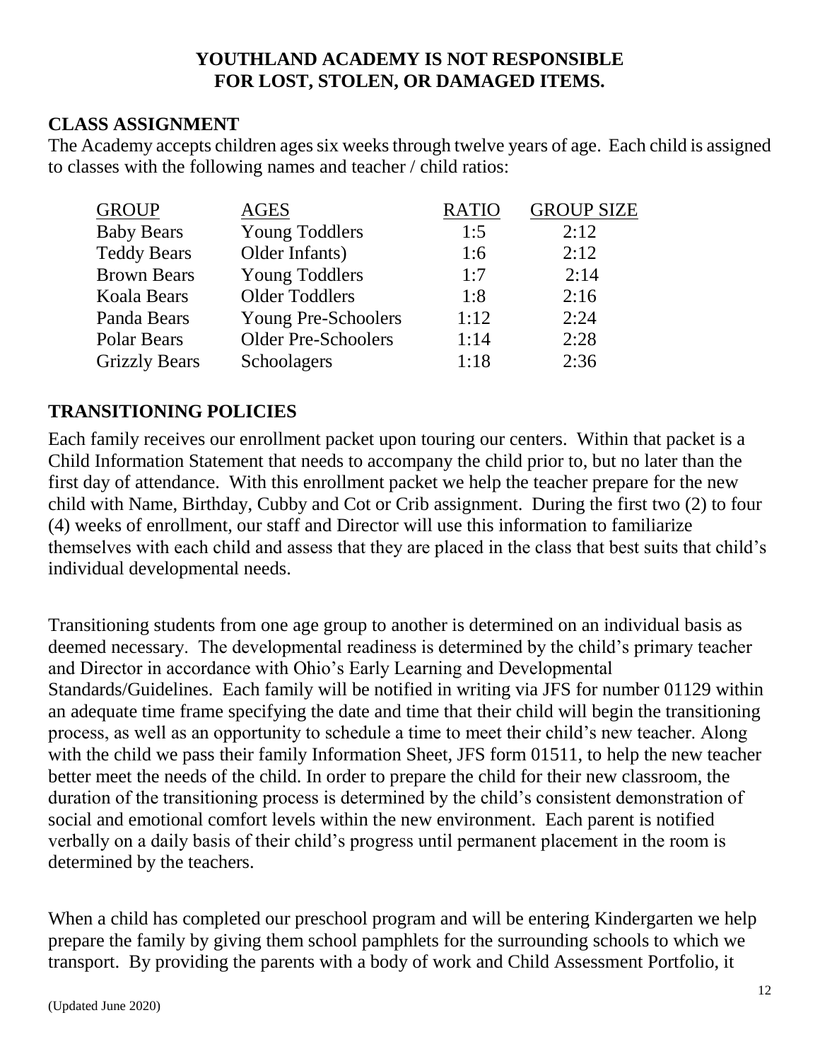**YOUTHLAND ACADEMY IS NOT RESPONSIBLE FOR LOST, STOLEN, OR DAMAGED ITEMS.**

## CLASS ASSIGNMENT

The Academy accepts children ages six weeks through twelve years of age. Each child is assigned to classes with the following names and teacher / child ratios:

| GROUP | AGES | RATIO | GROUP SIZE |
|---|---|---|---|
| Baby Bears | Young Toddlers | 1:5 | 2:12 |
| Teddy Bears | Older Infants) | 1:6 | 2:12 |
| Brown Bears | Young Toddlers | 1:7 | 2:14 |
| Koala Bears | Older Toddlers | 1:8 | 2:16 |
| Panda Bears | Young Pre-Schoolers | 1:12 | 2:24 |
| Polar Bears | Older Pre-Schoolers | 1:14 | 2:28 |
| Grizzly Bears | Schoolagers | 1:18 | 2:36 |

## TRANSITIONING POLICIES

Each family receives our enrollment packet upon touring our centers. Within that packet is a Child Information Statement that needs to accompany the child prior to, but no later than the first day of attendance. With this enrollment packet we help the teacher prepare for the new child with Name, Birthday, Cubby and Cot or Crib assignment. During the first two (2) to four (4) weeks of enrollment, our staff and Director will use this information to familiarize themselves with each child and assess that they are placed in the class that best suits that child's individual developmental needs.

Transitioning students from one age group to another is determined on an individual basis as deemed necessary. The developmental readiness is determined by the child's primary teacher and Director in accordance with Ohio's Early Learning and Developmental Standards/Guidelines. Each family will be notified in writing via JFS for number 01129 within an adequate time frame specifying the date and time that their child will begin the transitioning process, as well as an opportunity to schedule a time to meet their child's new teacher. Along with the child we pass their family Information Sheet, JFS form 01511, to help the new teacher better meet the needs of the child. In order to prepare the child for their new classroom, the duration of the transitioning process is determined by the child's consistent demonstration of social and emotional comfort levels within the new environment. Each parent is notified verbally on a daily basis of their child's progress until permanent placement in the room is determined by the teachers.

When a child has completed our preschool program and will be entering Kindergarten we help prepare the family by giving them school pamphlets for the surrounding schools to which we transport. By providing the parents with a body of work and Child Assessment Portfolio, it

(Updated June 2020)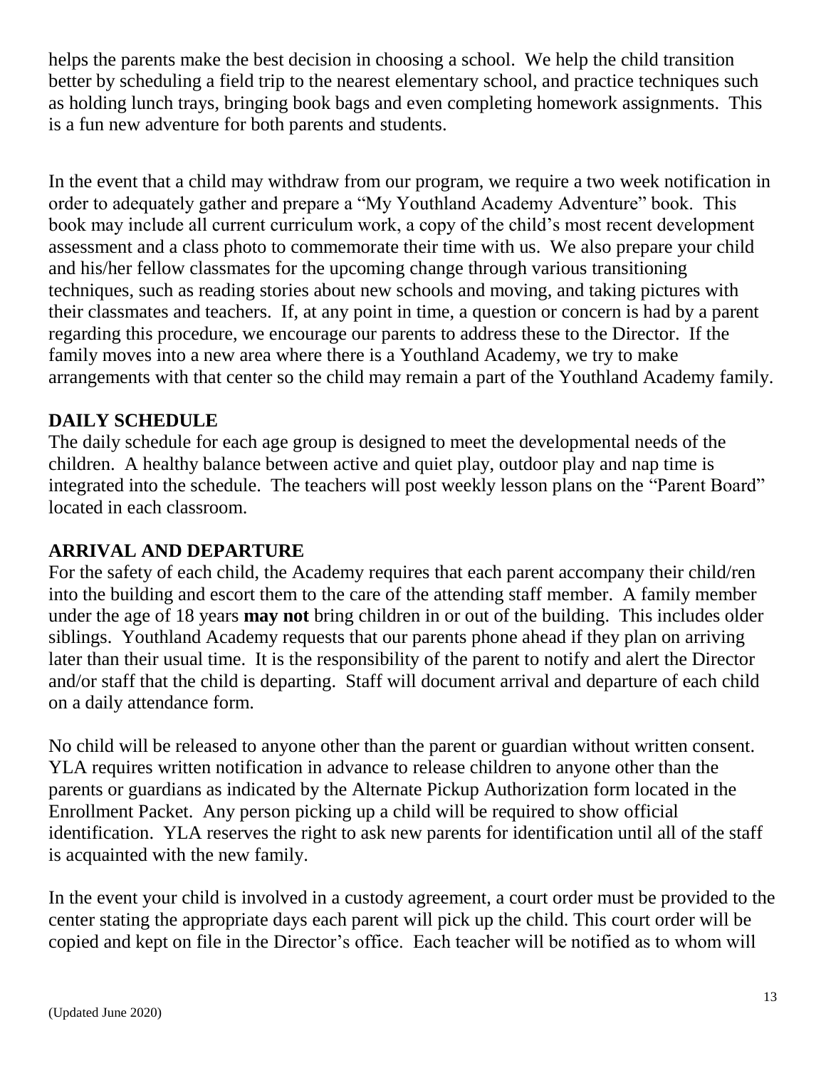helps the parents make the best decision in choosing a school. We help the child transition better by scheduling a field trip to the nearest elementary school, and practice techniques such as holding lunch trays, bringing book bags and even completing homework assignments. This is a fun new adventure for both parents and students.

In the event that a child may withdraw from our program, we require a two week notification in order to adequately gather and prepare a "My Youthland Academy Adventure" book. This book may include all current curriculum work, a copy of the child's most recent development assessment and a class photo to commemorate their time with us. We also prepare your child and his/her fellow classmates for the upcoming change through various transitioning techniques, such as reading stories about new schools and moving, and taking pictures with their classmates and teachers. If, at any point in time, a question or concern is had by a parent regarding this procedure, we encourage our parents to address these to the Director. If the family moves into a new area where there is a Youthland Academy, we try to make arrangements with that center so the child may remain a part of the Youthland Academy family.

## DAILY SCHEDULE

The daily schedule for each age group is designed to meet the developmental needs of the children. A healthy balance between active and quiet play, outdoor play and nap time is integrated into the schedule. The teachers will post weekly lesson plans on the "Parent Board" located in each classroom.

## ARRIVAL AND DEPARTURE

For the safety of each child, the Academy requires that each parent accompany their child/ren into the building and escort them to the care of the attending staff member. A family member under the age of 18 years **may not** bring children in or out of the building. This includes older siblings. Youthland Academy requests that our parents phone ahead if they plan on arriving later than their usual time. It is the responsibility of the parent to notify and alert the Director and/or staff that the child is departing. Staff will document arrival and departure of each child on a daily attendance form.

No child will be released to anyone other than the parent or guardian without written consent. YLA requires written notification in advance to release children to anyone other than the parents or guardians as indicated by the Alternate Pickup Authorization form located in the Enrollment Packet. Any person picking up a child will be required to show official identification. YLA reserves the right to ask new parents for identification until all of the staff is acquainted with the new family.

In the event your child is involved in a custody agreement, a court order must be provided to the center stating the appropriate days each parent will pick up the child. This court order will be copied and kept on file in the Director's office. Each teacher will be notified as to whom will

(Updated June 2020)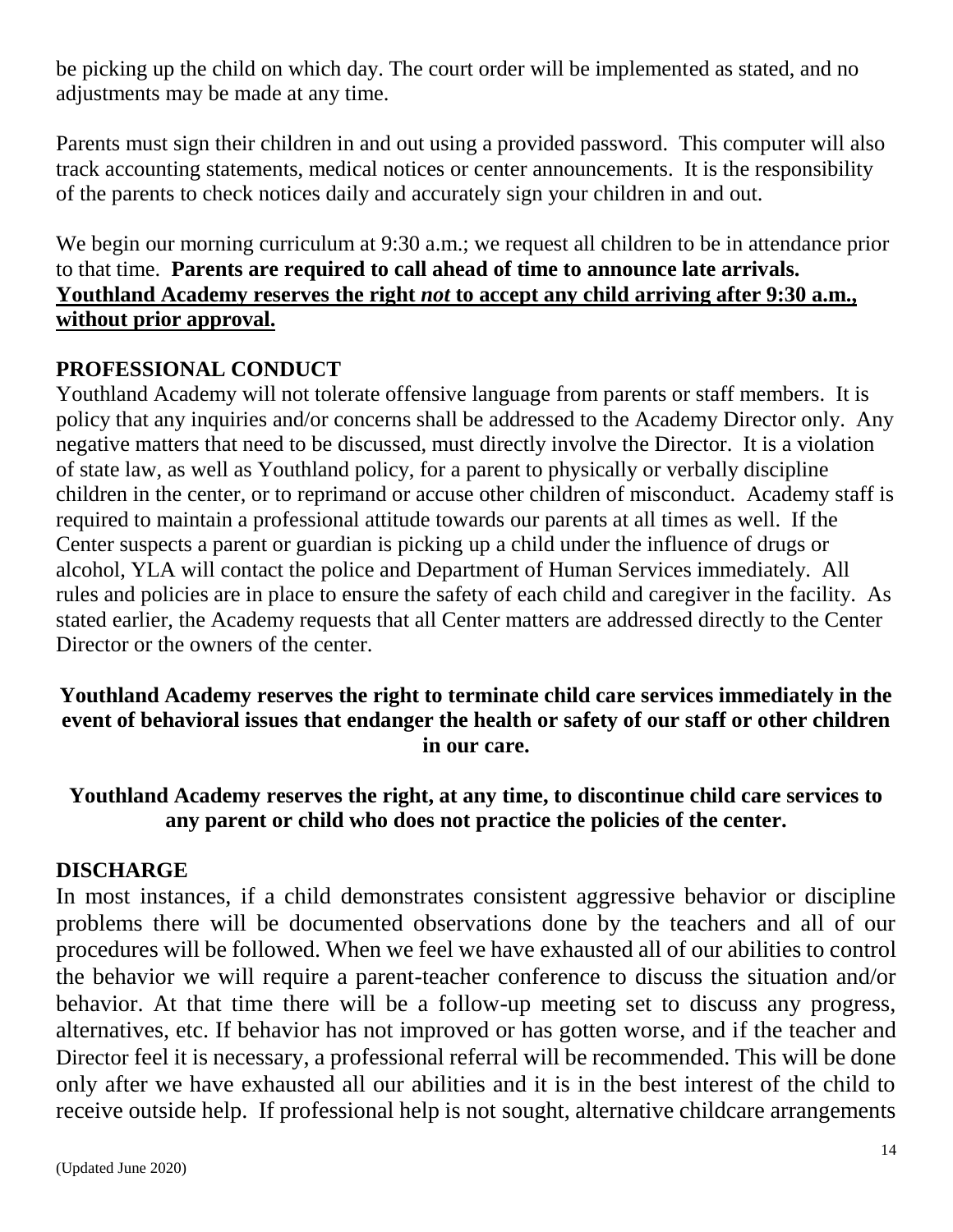be picking up the child on which day. The court order will be implemented as stated, and no adjustments may be made at any time.

Parents must sign their children in and out using a provided password. This computer will also track accounting statements, medical notices or center announcements. It is the responsibility of the parents to check notices daily and accurately sign your children in and out.

We begin our morning curriculum at 9:30 a.m.; we request all children to be in attendance prior to that time. **Parents are required to call ahead of time to announce late arrivals.** **<u>Youthland Academy reserves the right *not* to accept any child arriving after 9:30 a.m., without prior approval.</u>**

## PROFESSIONAL CONDUCT

Youthland Academy will not tolerate offensive language from parents or staff members. It is policy that any inquiries and/or concerns shall be addressed to the Academy Director only. Any negative matters that need to be discussed, must directly involve the Director. It is a violation of state law, as well as Youthland policy, for a parent to physically or verbally discipline children in the center, or to reprimand or accuse other children of misconduct. Academy staff is required to maintain a professional attitude towards our parents at all times as well. If the Center suspects a parent or guardian is picking up a child under the influence of drugs or alcohol, YLA will contact the police and Department of Human Services immediately. All rules and policies are in place to ensure the safety of each child and caregiver in the facility. As stated earlier, the Academy requests that all Center matters are addressed directly to the Center Director or the owners of the center.

**Youthland Academy reserves the right to terminate child care services immediately in the event of behavioral issues that endanger the health or safety of our staff or other children in our care.**

**Youthland Academy reserves the right, at any time, to discontinue child care services to any parent or child who does not practice the policies of the center.**

## DISCHARGE

In most instances, if a child demonstrates consistent aggressive behavior or discipline problems there will be documented observations done by the teachers and all of our procedures will be followed. When we feel we have exhausted all of our abilities to control the behavior we will require a parent-teacher conference to discuss the situation and/or behavior. At that time there will be a follow-up meeting set to discuss any progress, alternatives, etc. If behavior has not improved or has gotten worse, and if the teacher and Director feel it is necessary, a professional referral will be recommended. This will be done only after we have exhausted all our abilities and it is in the best interest of the child to receive outside help. If professional help is not sought, alternative childcare arrangements

(Updated June 2020)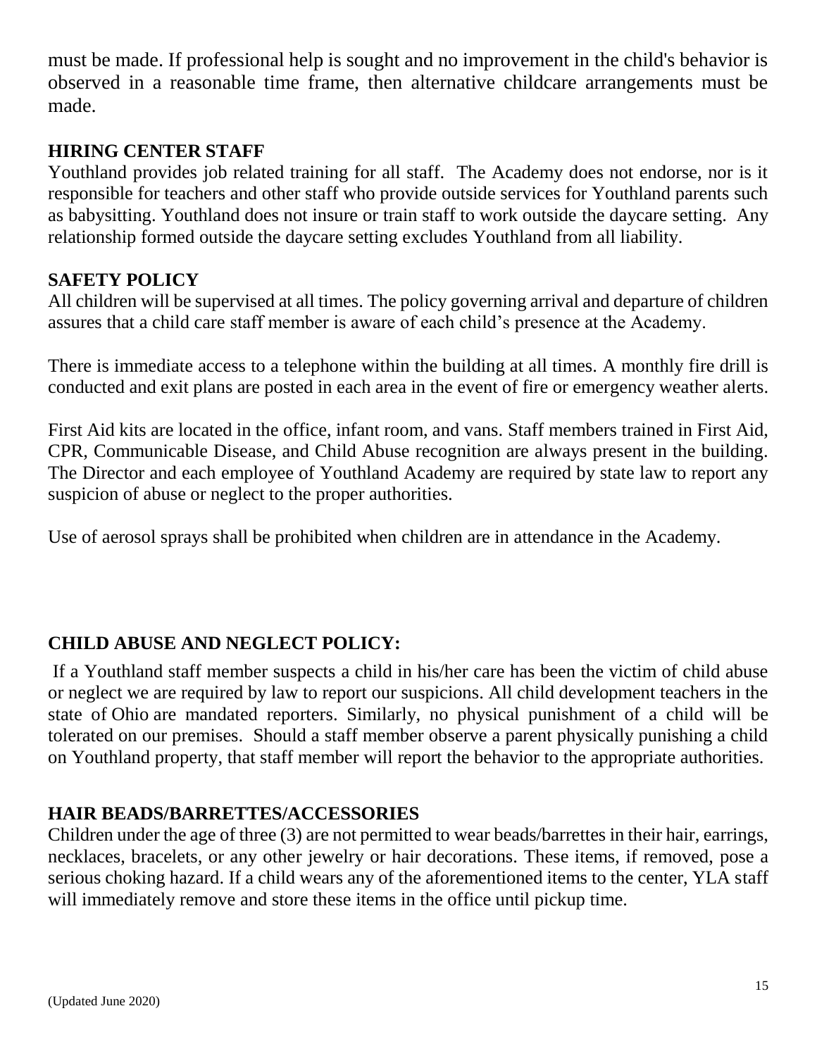must be made. If professional help is sought and no improvement in the child's behavior is observed in a reasonable time frame, then alternative childcare arrangements must be made.

## HIRING CENTER STAFF

Youthland provides job related training for all staff. The Academy does not endorse, nor is it responsible for teachers and other staff who provide outside services for Youthland parents such as babysitting. Youthland does not insure or train staff to work outside the daycare setting. Any relationship formed outside the daycare setting excludes Youthland from all liability.

## SAFETY POLICY

All children will be supervised at all times. The policy governing arrival and departure of children assures that a child care staff member is aware of each child's presence at the Academy.

There is immediate access to a telephone within the building at all times. A monthly fire drill is conducted and exit plans are posted in each area in the event of fire or emergency weather alerts.

First Aid kits are located in the office, infant room, and vans. Staff members trained in First Aid, CPR, Communicable Disease, and Child Abuse recognition are always present in the building. The Director and each employee of Youthland Academy are required by state law to report any suspicion of abuse or neglect to the proper authorities.

Use of aerosol sprays shall be prohibited when children are in attendance in the Academy.

## CHILD ABUSE AND NEGLECT POLICY:

If a Youthland staff member suspects a child in his/her care has been the victim of child abuse or neglect we are required by law to report our suspicions. All child development teachers in the state of Ohio are mandated reporters. Similarly, no physical punishment of a child will be tolerated on our premises. Should a staff member observe a parent physically punishing a child on Youthland property, that staff member will report the behavior to the appropriate authorities.

## HAIR BEADS/BARRETTES/ACCESSORIES

Children under the age of three (3) are not permitted to wear beads/barrettes in their hair, earrings, necklaces, bracelets, or any other jewelry or hair decorations. These items, if removed, pose a serious choking hazard. If a child wears any of the aforementioned items to the center, YLA staff will immediately remove and store these items in the office until pickup time.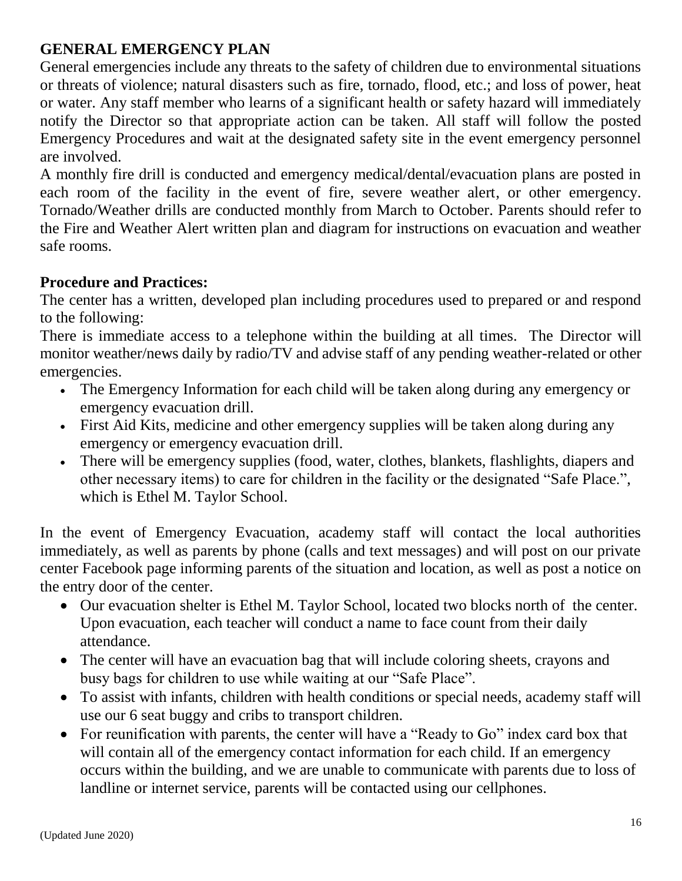## GENERAL EMERGENCY PLAN

General emergencies include any threats to the safety of children due to environmental situations or threats of violence; natural disasters such as fire, tornado, flood, etc.; and loss of power, heat or water. Any staff member who learns of a significant health or safety hazard will immediately notify the Director so that appropriate action can be taken. All staff will follow the posted Emergency Procedures and wait at the designated safety site in the event emergency personnel are involved.

A monthly fire drill is conducted and emergency medical/dental/evacuation plans are posted in each room of the facility in the event of fire, severe weather alert, or other emergency. Tornado/Weather drills are conducted monthly from March to October. Parents should refer to the Fire and Weather Alert written plan and diagram for instructions on evacuation and weather safe rooms.

**Procedure and Practices:**

The center has a written, developed plan including procedures used to prepared or and respond to the following:

There is immediate access to a telephone within the building at all times. The Director will monitor weather/news daily by radio/TV and advise staff of any pending weather-related or other emergencies.

- The Emergency Information for each child will be taken along during any emergency or emergency evacuation drill.
- First Aid Kits, medicine and other emergency supplies will be taken along during any emergency or emergency evacuation drill.
- There will be emergency supplies (food, water, clothes, blankets, flashlights, diapers and other necessary items) to care for children in the facility or the designated "Safe Place.", which is Ethel M. Taylor School.

In the event of Emergency Evacuation, academy staff will contact the local authorities immediately, as well as parents by phone (calls and text messages) and will post on our private center Facebook page informing parents of the situation and location, as well as post a notice on the entry door of the center.

- Our evacuation shelter is Ethel M. Taylor School, located two blocks north of the center. Upon evacuation, each teacher will conduct a name to face count from their daily attendance.
- The center will have an evacuation bag that will include coloring sheets, crayons and busy bags for children to use while waiting at our "Safe Place".
- To assist with infants, children with health conditions or special needs, academy staff will use our 6 seat buggy and cribs to transport children.
- For reunification with parents, the center will have a "Ready to Go" index card box that will contain all of the emergency contact information for each child. If an emergency occurs within the building, and we are unable to communicate with parents due to loss of landline or internet service, parents will be contacted using our cellphones.

(Updated June 2020)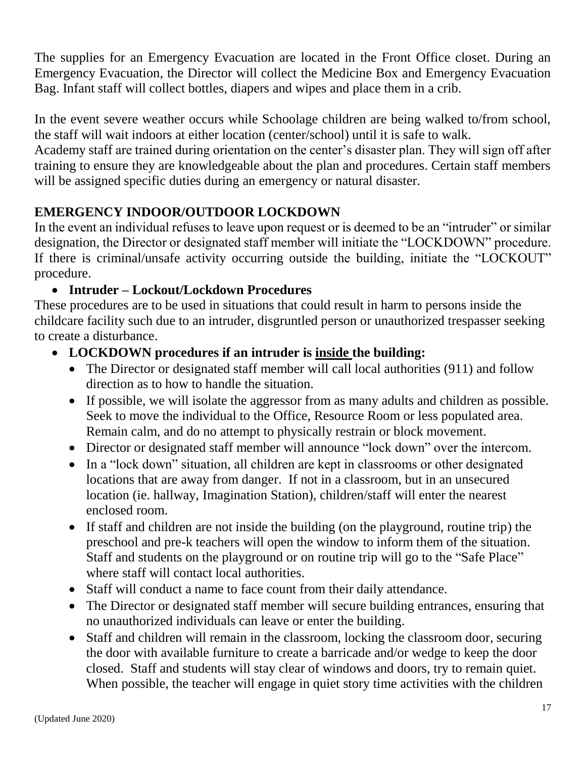The supplies for an Emergency Evacuation are located in the Front Office closet. During an Emergency Evacuation, the Director will collect the Medicine Box and Emergency Evacuation Bag. Infant staff will collect bottles, diapers and wipes and place them in a crib.

In the event severe weather occurs while Schoolage children are being walked to/from school, the staff will wait indoors at either location (center/school) until it is safe to walk.
Academy staff are trained during orientation on the center's disaster plan. They will sign off after training to ensure they are knowledgeable about the plan and procedures. Certain staff members will be assigned specific duties during an emergency or natural disaster.

## EMERGENCY INDOOR/OUTDOOR LOCKDOWN

In the event an individual refuses to leave upon request or is deemed to be an "intruder" or similar designation, the Director or designated staff member will initiate the "LOCKDOWN" procedure. If there is criminal/unsafe activity occurring outside the building, initiate the "LOCKOUT" procedure.

- **Intruder – Lockout/Lockdown Procedures**

These procedures are to be used in situations that could result in harm to persons inside the childcare facility such due to an intruder, disgruntled person or unauthorized trespasser seeking to create a disturbance.

- **LOCKDOWN procedures if an intruder is <u>inside</u> the building:**
  - The Director or designated staff member will call local authorities (911) and follow direction as to how to handle the situation.
  - If possible, we will isolate the aggressor from as many adults and children as possible. Seek to move the individual to the Office, Resource Room or less populated area. Remain calm, and do no attempt to physically restrain or block movement.
  - Director or designated staff member will announce "lock down" over the intercom.
  - In a "lock down" situation, all children are kept in classrooms or other designated locations that are away from danger. If not in a classroom, but in an unsecured location (ie. hallway, Imagination Station), children/staff will enter the nearest enclosed room.
  - If staff and children are not inside the building (on the playground, routine trip) the preschool and pre-k teachers will open the window to inform them of the situation. Staff and students on the playground or on routine trip will go to the "Safe Place" where staff will contact local authorities.
  - Staff will conduct a name to face count from their daily attendance.
  - The Director or designated staff member will secure building entrances, ensuring that no unauthorized individuals can leave or enter the building.
  - Staff and children will remain in the classroom, locking the classroom door, securing the door with available furniture to create a barricade and/or wedge to keep the door closed. Staff and students will stay clear of windows and doors, try to remain quiet. When possible, the teacher will engage in quiet story time activities with the children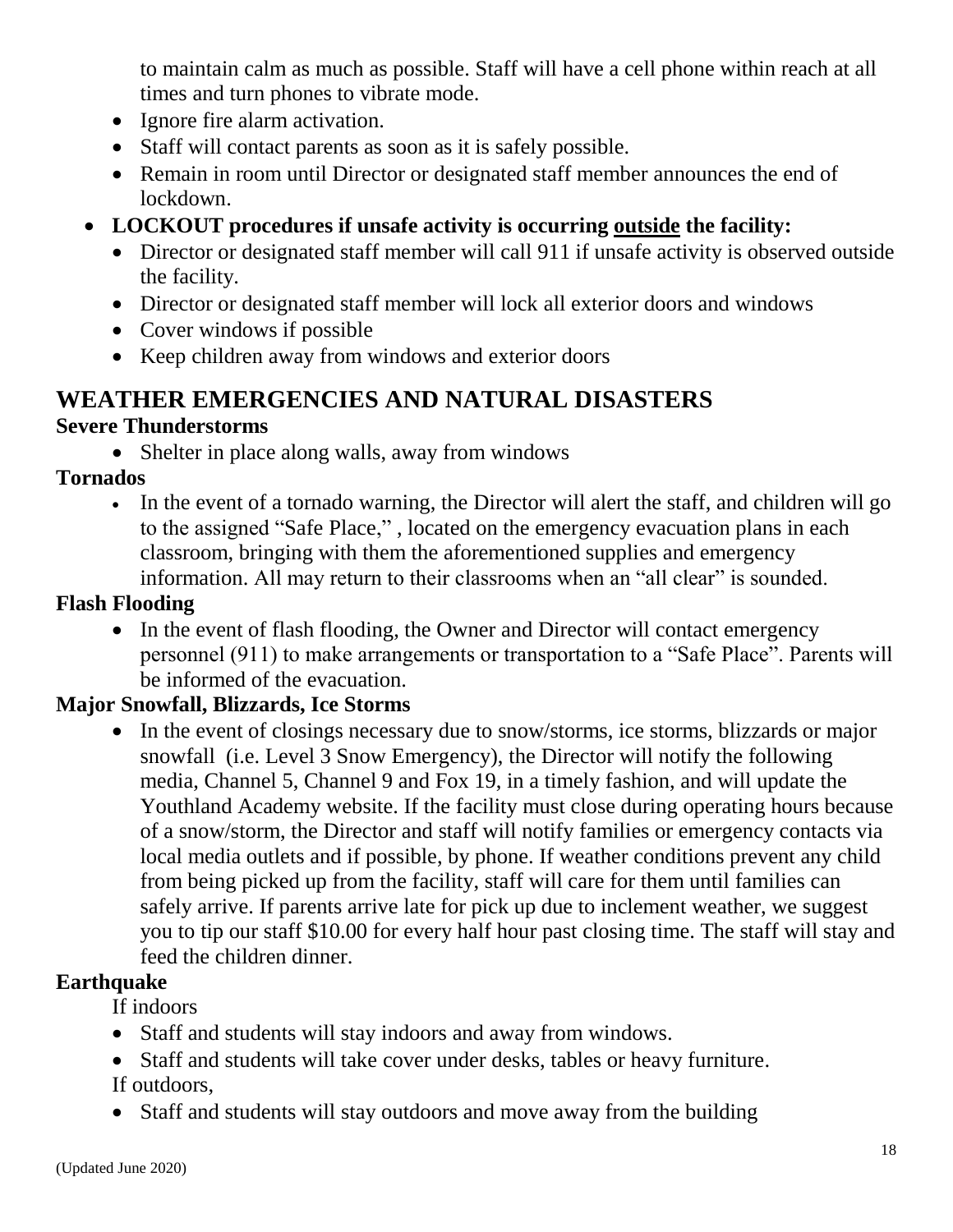to maintain calm as much as possible. Staff will have a cell phone within reach at all times and turn phones to vibrate mode.

- Ignore fire alarm activation.
- Staff will contact parents as soon as it is safely possible.
- Remain in room until Director or designated staff member announces the end of lockdown.

- **LOCKOUT procedures if unsafe activity is occurring <u>outside</u> the facility:**
  - Director or designated staff member will call 911 if unsafe activity is observed outside the facility.
  - Director or designated staff member will lock all exterior doors and windows
  - Cover windows if possible
  - Keep children away from windows and exterior doors

## WEATHER EMERGENCIES AND NATURAL DISASTERS

**Severe Thunderstorms**

- Shelter in place along walls, away from windows

**Tornados**

- In the event of a tornado warning, the Director will alert the staff, and children will go to the assigned "Safe Place," , located on the emergency evacuation plans in each classroom, bringing with them the aforementioned supplies and emergency information. All may return to their classrooms when an "all clear" is sounded.

**Flash Flooding**

- In the event of flash flooding, the Owner and Director will contact emergency personnel (911) to make arrangements or transportation to a "Safe Place". Parents will be informed of the evacuation.

**Major Snowfall, Blizzards, Ice Storms**

- In the event of closings necessary due to snow/storms, ice storms, blizzards or major snowfall (i.e. Level 3 Snow Emergency), the Director will notify the following media, Channel 5, Channel 9 and Fox 19, in a timely fashion, and will update the Youthland Academy website. If the facility must close during operating hours because of a snow/storm, the Director and staff will notify families or emergency contacts via local media outlets and if possible, by phone. If weather conditions prevent any child from being picked up from the facility, staff will care for them until families can safely arrive. If parents arrive late for pick up due to inclement weather, we suggest you to tip our staff $10.00 for every half hour past closing time. The staff will stay and feed the children dinner.

**Earthquake**

If indoors

- Staff and students will stay indoors and away from windows.
- Staff and students will take cover under desks, tables or heavy furniture.

If outdoors,

- Staff and students will stay outdoors and move away from the building

(Updated June 2020)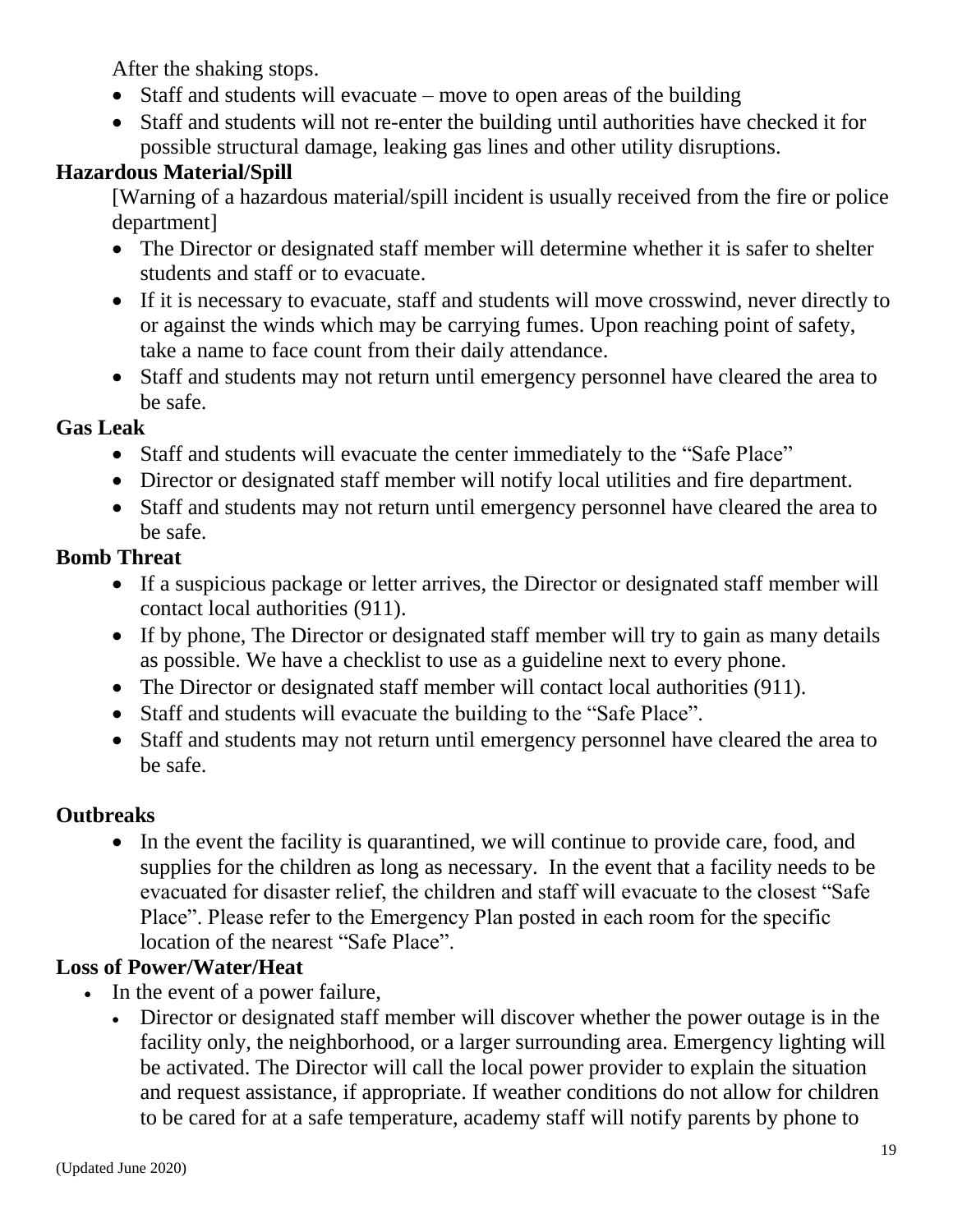After the shaking stops.

- Staff and students will evacuate – move to open areas of the building
- Staff and students will not re-enter the building until authorities have checked it for possible structural damage, leaking gas lines and other utility disruptions.

**Hazardous Material/Spill**

[Warning of a hazardous material/spill incident is usually received from the fire or police department]

- The Director or designated staff member will determine whether it is safer to shelter students and staff or to evacuate.
- If it is necessary to evacuate, staff and students will move crosswind, never directly to or against the winds which may be carrying fumes. Upon reaching point of safety, take a name to face count from their daily attendance.
- Staff and students may not return until emergency personnel have cleared the area to be safe.

**Gas Leak**

- Staff and students will evacuate the center immediately to the "Safe Place"
- Director or designated staff member will notify local utilities and fire department.
- Staff and students may not return until emergency personnel have cleared the area to be safe.

**Bomb Threat**

- If a suspicious package or letter arrives, the Director or designated staff member will contact local authorities (911).
- If by phone, The Director or designated staff member will try to gain as many details as possible. We have a checklist to use as a guideline next to every phone.
- The Director or designated staff member will contact local authorities (911).
- Staff and students will evacuate the building to the "Safe Place".
- Staff and students may not return until emergency personnel have cleared the area to be safe.

**Outbreaks**

- In the event the facility is quarantined, we will continue to provide care, food, and supplies for the children as long as necessary. In the event that a facility needs to be evacuated for disaster relief, the children and staff will evacuate to the closest "Safe Place". Please refer to the Emergency Plan posted in each room for the specific location of the nearest "Safe Place".

**Loss of Power/Water/Heat**

- In the event of a power failure,
  - Director or designated staff member will discover whether the power outage is in the facility only, the neighborhood, or a larger surrounding area. Emergency lighting will be activated. The Director will call the local power provider to explain the situation and request assistance, if appropriate. If weather conditions do not allow for children to be cared for at a safe temperature, academy staff will notify parents by phone to

(Updated June 2020)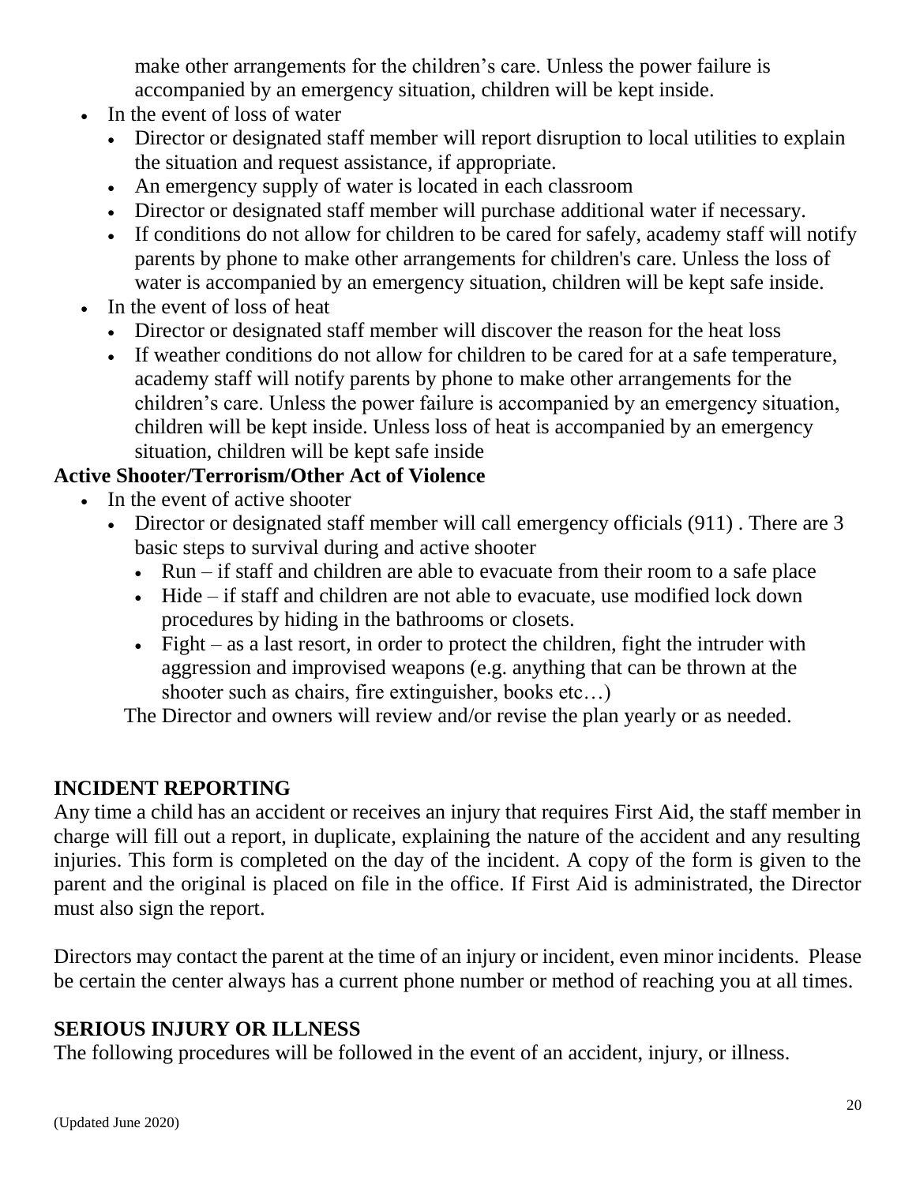make other arrangements for the children's care. Unless the power failure is accompanied by an emergency situation, children will be kept inside.

- In the event of loss of water
  - Director or designated staff member will report disruption to local utilities to explain the situation and request assistance, if appropriate.
  - An emergency supply of water is located in each classroom
  - Director or designated staff member will purchase additional water if necessary.
  - If conditions do not allow for children to be cared for safely, academy staff will notify parents by phone to make other arrangements for children's care. Unless the loss of water is accompanied by an emergency situation, children will be kept safe inside.
- In the event of loss of heat
  - Director or designated staff member will discover the reason for the heat loss
  - If weather conditions do not allow for children to be cared for at a safe temperature, academy staff will notify parents by phone to make other arrangements for the children's care. Unless the power failure is accompanied by an emergency situation, children will be kept inside. Unless loss of heat is accompanied by an emergency situation, children will be kept safe inside

**Active Shooter/Terrorism/Other Act of Violence**

- In the event of active shooter
  - Director or designated staff member will call emergency officials (911) . There are 3 basic steps to survival during and active shooter
    - Run – if staff and children are able to evacuate from their room to a safe place
    - Hide – if staff and children are not able to evacuate, use modified lock down procedures by hiding in the bathrooms or closets.
    - Fight – as a last resort, in order to protect the children, fight the intruder with aggression and improvised weapons (e.g. anything that can be thrown at the shooter such as chairs, fire extinguisher, books etc…)

The Director and owners will review and/or revise the plan yearly or as needed.

## INCIDENT REPORTING

Any time a child has an accident or receives an injury that requires First Aid, the staff member in charge will fill out a report, in duplicate, explaining the nature of the accident and any resulting injuries. This form is completed on the day of the incident. A copy of the form is given to the parent and the original is placed on file in the office. If First Aid is administrated, the Director must also sign the report.

Directors may contact the parent at the time of an injury or incident, even minor incidents. Please be certain the center always has a current phone number or method of reaching you at all times.

## SERIOUS INJURY OR ILLNESS

The following procedures will be followed in the event of an accident, injury, or illness.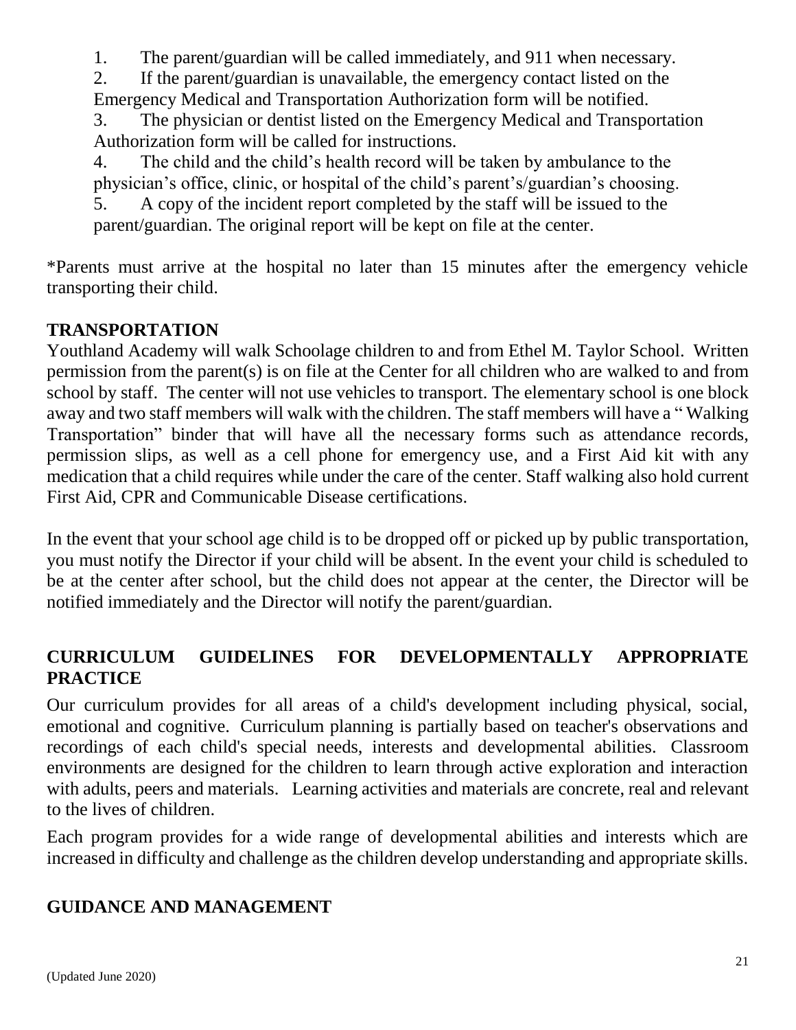1. The parent/guardian will be called immediately, and 911 when necessary.
2. If the parent/guardian is unavailable, the emergency contact listed on the Emergency Medical and Transportation Authorization form will be notified.
3. The physician or dentist listed on the Emergency Medical and Transportation Authorization form will be called for instructions.
4. The child and the child's health record will be taken by ambulance to the physician's office, clinic, or hospital of the child's parent's/guardian's choosing.
5. A copy of the incident report completed by the staff will be issued to the parent/guardian. The original report will be kept on file at the center.

*Parents must arrive at the hospital no later than 15 minutes after the emergency vehicle transporting their child.

## TRANSPORTATION

Youthland Academy will walk Schoolage children to and from Ethel M. Taylor School. Written permission from the parent(s) is on file at the Center for all children who are walked to and from school by staff. The center will not use vehicles to transport. The elementary school is one block away and two staff members will walk with the children. The staff members will have a " Walking Transportation" binder that will have all the necessary forms such as attendance records, permission slips, as well as a cell phone for emergency use, and a First Aid kit with any medication that a child requires while under the care of the center. Staff walking also hold current First Aid, CPR and Communicable Disease certifications.

In the event that your school age child is to be dropped off or picked up by public transportation, you must notify the Director if your child will be absent. In the event your child is scheduled to be at the center after school, but the child does not appear at the center, the Director will be notified immediately and the Director will notify the parent/guardian.

## CURRICULUM GUIDELINES FOR DEVELOPMENTALLY APPROPRIATE PRACTICE

Our curriculum provides for all areas of a child's development including physical, social, emotional and cognitive. Curriculum planning is partially based on teacher's observations and recordings of each child's special needs, interests and developmental abilities. Classroom environments are designed for the children to learn through active exploration and interaction with adults, peers and materials. Learning activities and materials are concrete, real and relevant to the lives of children.

Each program provides for a wide range of developmental abilities and interests which are increased in difficulty and challenge as the children develop understanding and appropriate skills.

## GUIDANCE AND MANAGEMENT

(Updated June 2020)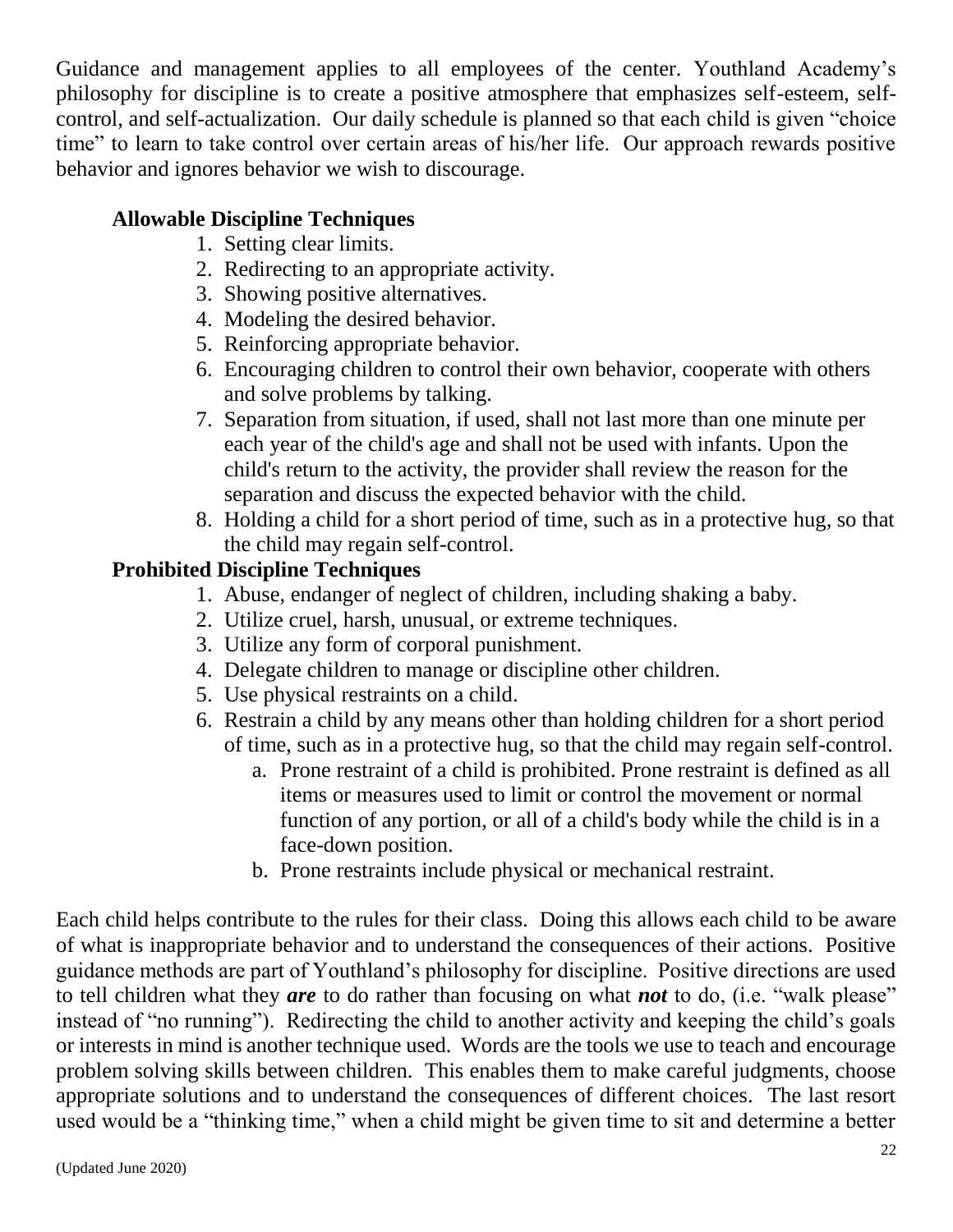Guidance and management applies to all employees of the center. Youthland Academy's philosophy for discipline is to create a positive atmosphere that emphasizes self-esteem, self-control, and self-actualization. Our daily schedule is planned so that each child is given "choice time" to learn to take control over certain areas of his/her life. Our approach rewards positive behavior and ignores behavior we wish to discourage.

**Allowable Discipline Techniques**

1. Setting clear limits.
2. Redirecting to an appropriate activity.
3. Showing positive alternatives.
4. Modeling the desired behavior.
5. Reinforcing appropriate behavior.
6. Encouraging children to control their own behavior, cooperate with others and solve problems by talking.
7. Separation from situation, if used, shall not last more than one minute per each year of the child's age and shall not be used with infants. Upon the child's return to the activity, the provider shall review the reason for the separation and discuss the expected behavior with the child.
8. Holding a child for a short period of time, such as in a protective hug, so that the child may regain self-control.

**Prohibited Discipline Techniques**

1. Abuse, endanger of neglect of children, including shaking a baby.
2. Utilize cruel, harsh, unusual, or extreme techniques.
3. Utilize any form of corporal punishment.
4. Delegate children to manage or discipline other children.
5. Use physical restraints on a child.
6. Restrain a child by any means other than holding children for a short period of time, such as in a protective hug, so that the child may regain self-control.
   a. Prone restraint of a child is prohibited. Prone restraint is defined as all items or measures used to limit or control the movement or normal function of any portion, or all of a child's body while the child is in a face-down position.
   b. Prone restraints include physical or mechanical restraint.

Each child helps contribute to the rules for their class. Doing this allows each child to be aware of what is inappropriate behavior and to understand the consequences of their actions. Positive guidance methods are part of Youthland's philosophy for discipline. Positive directions are used to tell children what they ***are*** to do rather than focusing on what ***not*** to do, (i.e. "walk please" instead of "no running"). Redirecting the child to another activity and keeping the child's goals or interests in mind is another technique used. Words are the tools we use to teach and encourage problem solving skills between children. This enables them to make careful judgments, choose appropriate solutions and to understand the consequences of different choices. The last resort used would be a "thinking time," when a child might be given time to sit and determine a better

(Updated June 2020)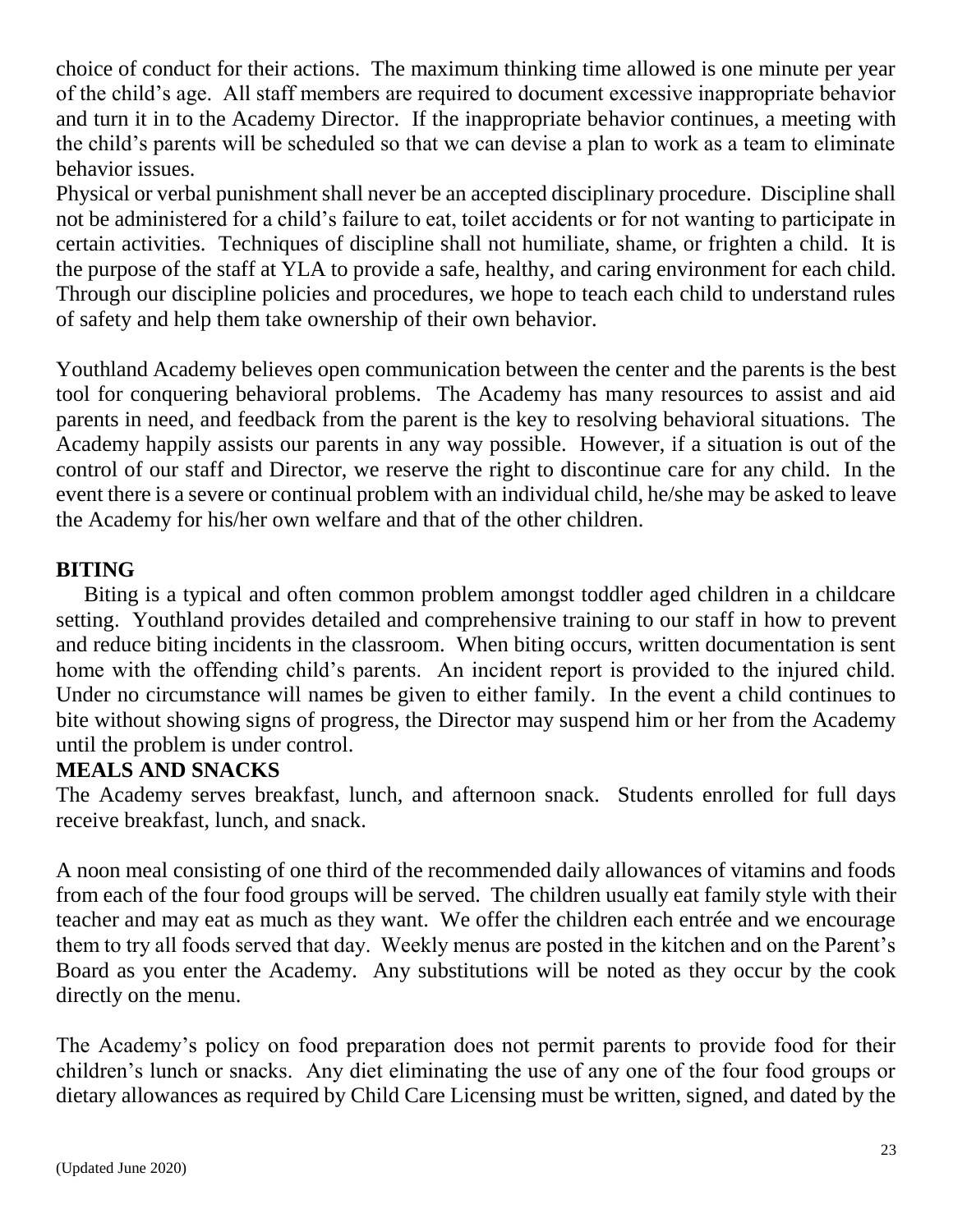choice of conduct for their actions. The maximum thinking time allowed is one minute per year of the child's age. All staff members are required to document excessive inappropriate behavior and turn it in to the Academy Director. If the inappropriate behavior continues, a meeting with the child's parents will be scheduled so that we can devise a plan to work as a team to eliminate behavior issues.

Physical or verbal punishment shall never be an accepted disciplinary procedure. Discipline shall not be administered for a child's failure to eat, toilet accidents or for not wanting to participate in certain activities. Techniques of discipline shall not humiliate, shame, or frighten a child. It is the purpose of the staff at YLA to provide a safe, healthy, and caring environment for each child. Through our discipline policies and procedures, we hope to teach each child to understand rules of safety and help them take ownership of their own behavior.

Youthland Academy believes open communication between the center and the parents is the best tool for conquering behavioral problems. The Academy has many resources to assist and aid parents in need, and feedback from the parent is the key to resolving behavioral situations. The Academy happily assists our parents in any way possible. However, if a situation is out of the control of our staff and Director, we reserve the right to discontinue care for any child. In the event there is a severe or continual problem with an individual child, he/she may be asked to leave the Academy for his/her own welfare and that of the other children.

**BITING**

Biting is a typical and often common problem amongst toddler aged children in a childcare setting. Youthland provides detailed and comprehensive training to our staff in how to prevent and reduce biting incidents in the classroom. When biting occurs, written documentation is sent home with the offending child's parents. An incident report is provided to the injured child. Under no circumstance will names be given to either family. In the event a child continues to bite without showing signs of progress, the Director may suspend him or her from the Academy until the problem is under control.

**MEALS AND SNACKS**

The Academy serves breakfast, lunch, and afternoon snack. Students enrolled for full days receive breakfast, lunch, and snack.

A noon meal consisting of one third of the recommended daily allowances of vitamins and foods from each of the four food groups will be served. The children usually eat family style with their teacher and may eat as much as they want. We offer the children each entrée and we encourage them to try all foods served that day. Weekly menus are posted in the kitchen and on the Parent's Board as you enter the Academy. Any substitutions will be noted as they occur by the cook directly on the menu.

The Academy's policy on food preparation does not permit parents to provide food for their children's lunch or snacks. Any diet eliminating the use of any one of the four food groups or dietary allowances as required by Child Care Licensing must be written, signed, and dated by the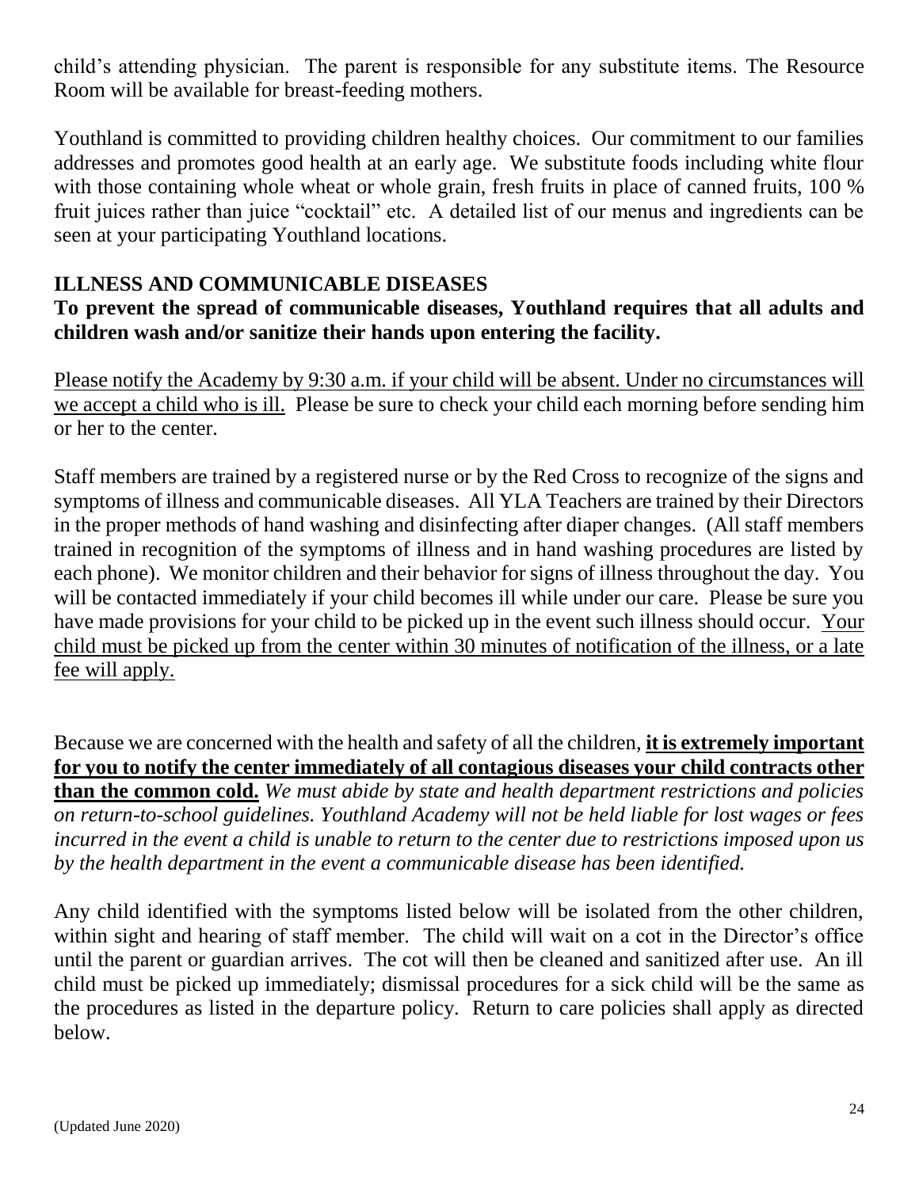child's attending physician. The parent is responsible for any substitute items. The Resource Room will be available for breast-feeding mothers.

Youthland is committed to providing children healthy choices. Our commitment to our families addresses and promotes good health at an early age. We substitute foods including white flour with those containing whole wheat or whole grain, fresh fruits in place of canned fruits, 100 % fruit juices rather than juice "cocktail" etc. A detailed list of our menus and ingredients can be seen at your participating Youthland locations.

## ILLNESS AND COMMUNICABLE DISEASES

**To prevent the spread of communicable diseases, Youthland requires that all adults and children wash and/or sanitize their hands upon entering the facility.**

Please notify the Academy by 9:30 a.m. if your child will be absent. Under no circumstances will we accept a child who is ill. Please be sure to check your child each morning before sending him or her to the center.

Staff members are trained by a registered nurse or by the Red Cross to recognize of the signs and symptoms of illness and communicable diseases. All YLA Teachers are trained by their Directors in the proper methods of hand washing and disinfecting after diaper changes. (All staff members trained in recognition of the symptoms of illness and in hand washing procedures are listed by each phone). We monitor children and their behavior for signs of illness throughout the day. You will be contacted immediately if your child becomes ill while under our care. Please be sure you have made provisions for your child to be picked up in the event such illness should occur. Your child must be picked up from the center within 30 minutes of notification of the illness, or a late fee will apply.

Because we are concerned with the health and safety of all the children, **it is extremely important for you to notify the center immediately of all contagious diseases your child contracts other than the common cold.** *We must abide by state and health department restrictions and policies on return-to-school guidelines. Youthland Academy will not be held liable for lost wages or fees incurred in the event a child is unable to return to the center due to restrictions imposed upon us by the health department in the event a communicable disease has been identified.*

Any child identified with the symptoms listed below will be isolated from the other children, within sight and hearing of staff member. The child will wait on a cot in the Director's office until the parent or guardian arrives. The cot will then be cleaned and sanitized after use. An ill child must be picked up immediately; dismissal procedures for a sick child will be the same as the procedures as listed in the departure policy. Return to care policies shall apply as directed below.

(Updated June 2020)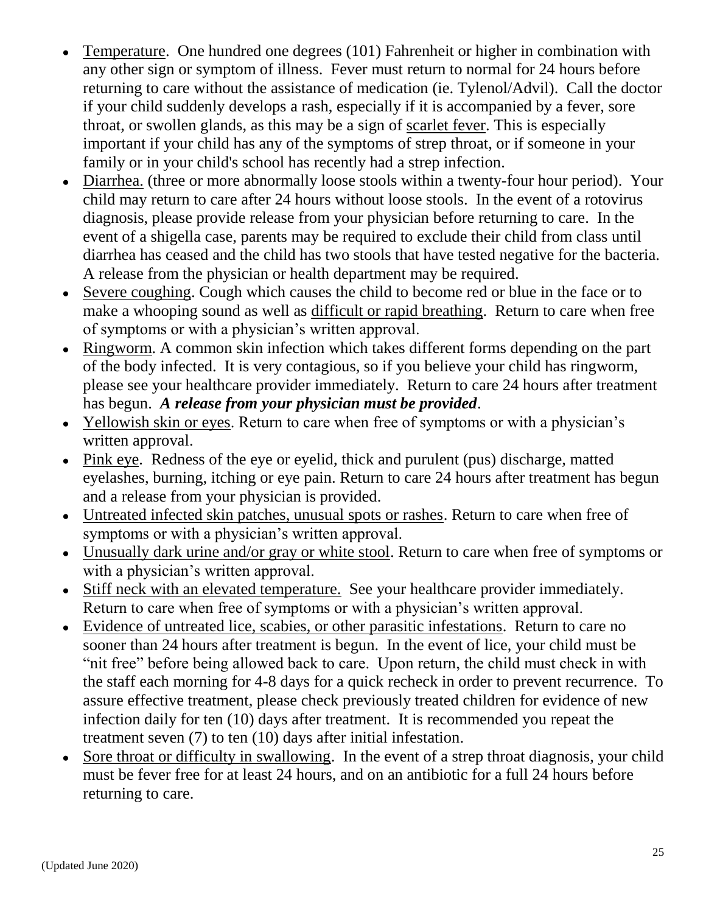- Temperature. One hundred one degrees (101) Fahrenheit or higher in combination with any other sign or symptom of illness. Fever must return to normal for 24 hours before returning to care without the assistance of medication (ie. Tylenol/Advil). Call the doctor if your child suddenly develops a rash, especially if it is accompanied by a fever, sore throat, or swollen glands, as this may be a sign of scarlet fever. This is especially important if your child has any of the symptoms of strep throat, or if someone in your family or in your child's school has recently had a strep infection.
- Diarrhea. (three or more abnormally loose stools within a twenty-four hour period). Your child may return to care after 24 hours without loose stools. In the event of a rotovirus diagnosis, please provide release from your physician before returning to care. In the event of a shigella case, parents may be required to exclude their child from class until diarrhea has ceased and the child has two stools that have tested negative for the bacteria. A release from the physician or health department may be required.
- Severe coughing. Cough which causes the child to become red or blue in the face or to make a whooping sound as well as difficult or rapid breathing. Return to care when free of symptoms or with a physician's written approval.
- Ringworm. A common skin infection which takes different forms depending on the part of the body infected. It is very contagious, so if you believe your child has ringworm, please see your healthcare provider immediately. Return to care 24 hours after treatment has begun. ***A release from your physician must be provided***.
- Yellowish skin or eyes. Return to care when free of symptoms or with a physician's written approval.
- Pink eye. Redness of the eye or eyelid, thick and purulent (pus) discharge, matted eyelashes, burning, itching or eye pain. Return to care 24 hours after treatment has begun and a release from your physician is provided.
- Untreated infected skin patches, unusual spots or rashes. Return to care when free of symptoms or with a physician's written approval.
- Unusually dark urine and/or gray or white stool. Return to care when free of symptoms or with a physician's written approval.
- Stiff neck with an elevated temperature. See your healthcare provider immediately. Return to care when free of symptoms or with a physician's written approval.
- Evidence of untreated lice, scabies, or other parasitic infestations. Return to care no sooner than 24 hours after treatment is begun. In the event of lice, your child must be "nit free" before being allowed back to care. Upon return, the child must check in with the staff each morning for 4-8 days for a quick recheck in order to prevent recurrence. To assure effective treatment, please check previously treated children for evidence of new infection daily for ten (10) days after treatment. It is recommended you repeat the treatment seven (7) to ten (10) days after initial infestation.
- Sore throat or difficulty in swallowing. In the event of a strep throat diagnosis, your child must be fever free for at least 24 hours, and on an antibiotic for a full 24 hours before returning to care.

(Updated June 2020)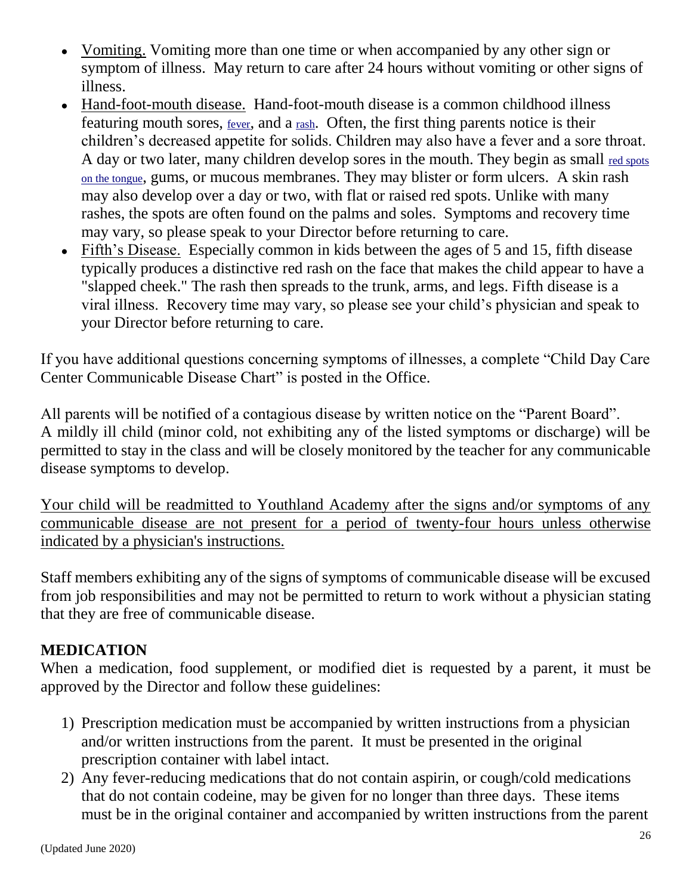- Vomiting. Vomiting more than one time or when accompanied by any other sign or symptom of illness. May return to care after 24 hours without vomiting or other signs of illness.
- Hand-foot-mouth disease. Hand-foot-mouth disease is a common childhood illness featuring mouth sores, fever, and a rash. Often, the first thing parents notice is their children's decreased appetite for solids. Children may also have a fever and a sore throat. A day or two later, many children develop sores in the mouth. They begin as small red spots on the tongue, gums, or mucous membranes. They may blister or form ulcers. A skin rash may also develop over a day or two, with flat or raised red spots. Unlike with many rashes, the spots are often found on the palms and soles. Symptoms and recovery time may vary, so please speak to your Director before returning to care.
- Fifth's Disease. Especially common in kids between the ages of 5 and 15, fifth disease typically produces a distinctive red rash on the face that makes the child appear to have a "slapped cheek." The rash then spreads to the trunk, arms, and legs. Fifth disease is a viral illness. Recovery time may vary, so please see your child's physician and speak to your Director before returning to care.

If you have additional questions concerning symptoms of illnesses, a complete "Child Day Care Center Communicable Disease Chart" is posted in the Office.

All parents will be notified of a contagious disease by written notice on the "Parent Board". A mildly ill child (minor cold, not exhibiting any of the listed symptoms or discharge) will be permitted to stay in the class and will be closely monitored by the teacher for any communicable disease symptoms to develop.

Your child will be readmitted to Youthland Academy after the signs and/or symptoms of any communicable disease are not present for a period of twenty-four hours unless otherwise indicated by a physician's instructions.

Staff members exhibiting any of the signs of symptoms of communicable disease will be excused from job responsibilities and may not be permitted to return to work without a physician stating that they are free of communicable disease.

## MEDICATION

When a medication, food supplement, or modified diet is requested by a parent, it must be approved by the Director and follow these guidelines:

1) Prescription medication must be accompanied by written instructions from a physician and/or written instructions from the parent. It must be presented in the original prescription container with label intact.
2) Any fever-reducing medications that do not contain aspirin, or cough/cold medications that do not contain codeine, may be given for no longer than three days. These items must be in the original container and accompanied by written instructions from the parent

(Updated June 2020)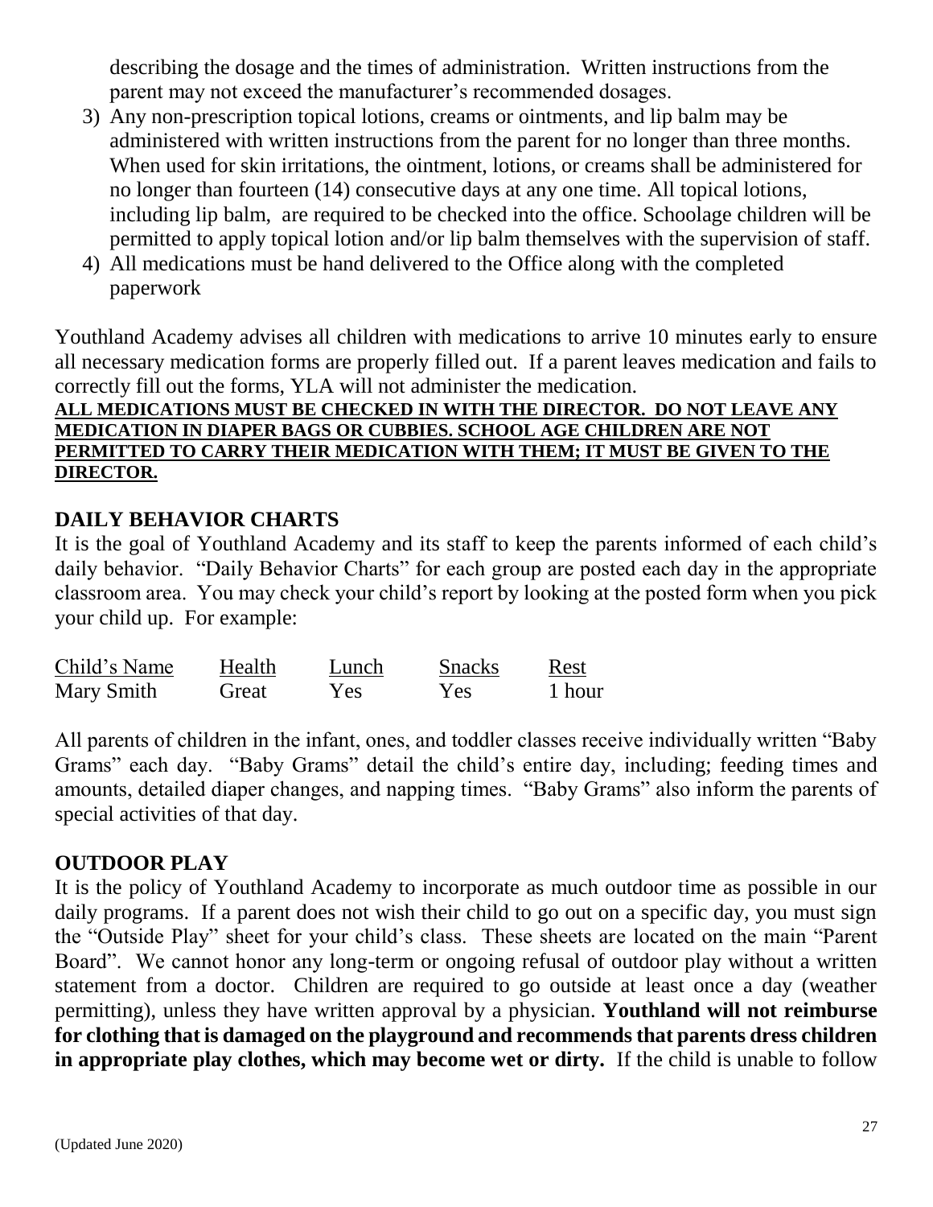describing the dosage and the times of administration. Written instructions from the parent may not exceed the manufacturer's recommended dosages.

3) Any non-prescription topical lotions, creams or ointments, and lip balm may be administered with written instructions from the parent for no longer than three months. When used for skin irritations, the ointment, lotions, or creams shall be administered for no longer than fourteen (14) consecutive days at any one time. All topical lotions, including lip balm, are required to be checked into the office. Schoolage children will be permitted to apply topical lotion and/or lip balm themselves with the supervision of staff.
4) All medications must be hand delivered to the Office along with the completed paperwork

Youthland Academy advises all children with medications to arrive 10 minutes early to ensure all necessary medication forms are properly filled out. If a parent leaves medication and fails to correctly fill out the forms, YLA will not administer the medication.

**<u>ALL MEDICATIONS MUST BE CHECKED IN WITH THE DIRECTOR. DO NOT LEAVE ANY MEDICATION IN DIAPER BAGS OR CUBBIES. SCHOOL AGE CHILDREN ARE NOT PERMITTED TO CARRY THEIR MEDICATION WITH THEM; IT MUST BE GIVEN TO THE DIRECTOR.</u>**

## DAILY BEHAVIOR CHARTS

It is the goal of Youthland Academy and its staff to keep the parents informed of each child's daily behavior. "Daily Behavior Charts" for each group are posted each day in the appropriate classroom area. You may check your child's report by looking at the posted form when you pick your child up. For example:

| Child's Name | Health | Lunch | Snacks | Rest |
|---|---|---|---|---|
| Mary Smith | Great | Yes | Yes | 1 hour |

All parents of children in the infant, ones, and toddler classes receive individually written "Baby Grams" each day. "Baby Grams" detail the child's entire day, including; feeding times and amounts, detailed diaper changes, and napping times. "Baby Grams" also inform the parents of special activities of that day.

## OUTDOOR PLAY

It is the policy of Youthland Academy to incorporate as much outdoor time as possible in our daily programs. If a parent does not wish their child to go out on a specific day, you must sign the "Outside Play" sheet for your child's class. These sheets are located on the main "Parent Board". We cannot honor any long-term or ongoing refusal of outdoor play without a written statement from a doctor. Children are required to go outside at least once a day (weather permitting), unless they have written approval by a physician. **Youthland will not reimburse for clothing that is damaged on the playground and recommends that parents dress children in appropriate play clothes, which may become wet or dirty.** If the child is unable to follow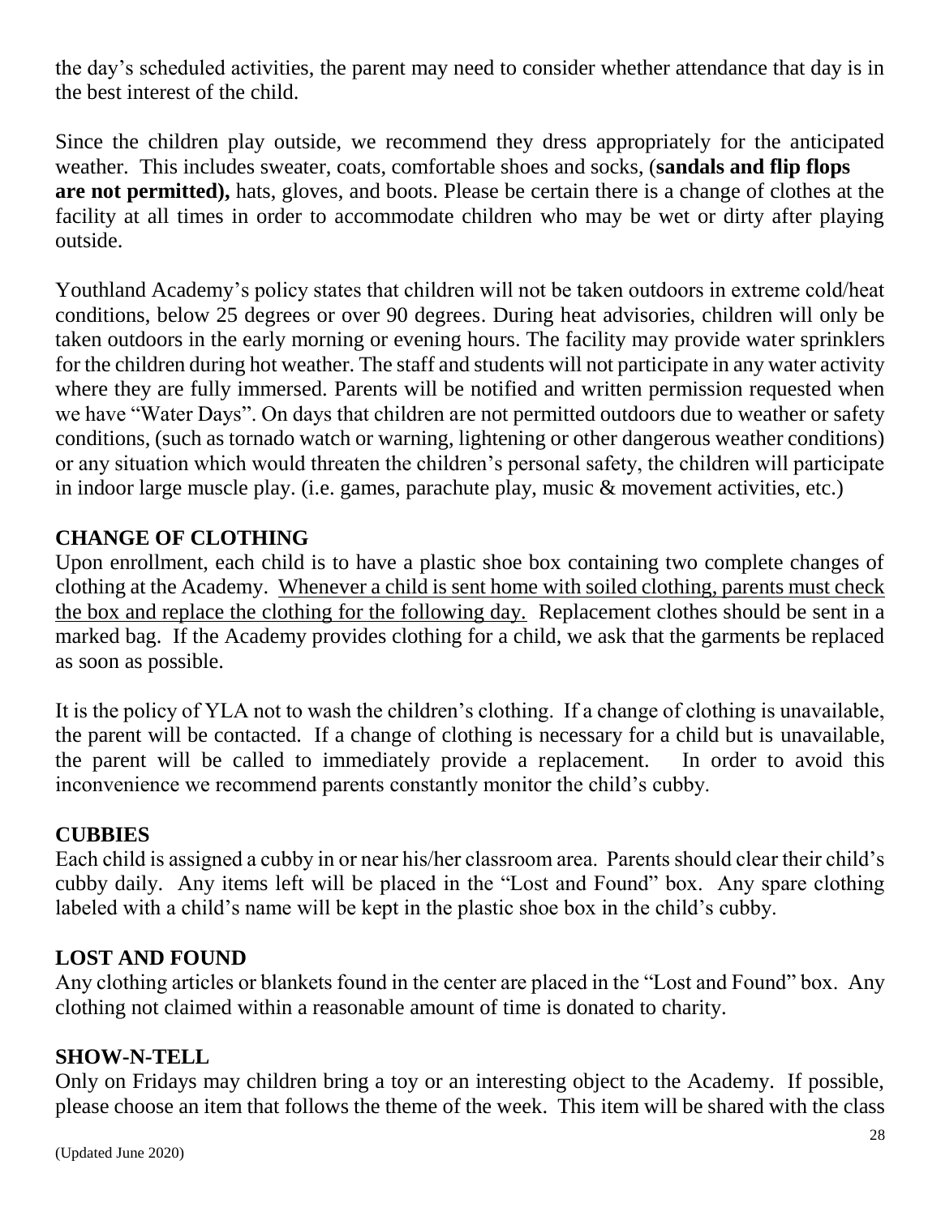the day's scheduled activities, the parent may need to consider whether attendance that day is in the best interest of the child.

Since the children play outside, we recommend they dress appropriately for the anticipated weather. This includes sweater, coats, comfortable shoes and socks, (**sandals and flip flops are not permitted),** hats, gloves, and boots. Please be certain there is a change of clothes at the facility at all times in order to accommodate children who may be wet or dirty after playing outside.

Youthland Academy's policy states that children will not be taken outdoors in extreme cold/heat conditions, below 25 degrees or over 90 degrees. During heat advisories, children will only be taken outdoors in the early morning or evening hours. The facility may provide water sprinklers for the children during hot weather. The staff and students will not participate in any water activity where they are fully immersed. Parents will be notified and written permission requested when we have "Water Days". On days that children are not permitted outdoors due to weather or safety conditions, (such as tornado watch or warning, lightening or other dangerous weather conditions) or any situation which would threaten the children's personal safety, the children will participate in indoor large muscle play. (i.e. games, parachute play, music & movement activities, etc.)

## CHANGE OF CLOTHING

Upon enrollment, each child is to have a plastic shoe box containing two complete changes of clothing at the Academy. <u>Whenever a child is sent home with soiled clothing, parents must check the box and replace the clothing for the following day.</u> Replacement clothes should be sent in a marked bag. If the Academy provides clothing for a child, we ask that the garments be replaced as soon as possible.

It is the policy of YLA not to wash the children's clothing. If a change of clothing is unavailable, the parent will be contacted. If a change of clothing is necessary for a child but is unavailable, the parent will be called to immediately provide a replacement. In order to avoid this inconvenience we recommend parents constantly monitor the child's cubby.

## CUBBIES

Each child is assigned a cubby in or near his/her classroom area. Parents should clear their child's cubby daily. Any items left will be placed in the "Lost and Found" box. Any spare clothing labeled with a child's name will be kept in the plastic shoe box in the child's cubby.

## LOST AND FOUND

Any clothing articles or blankets found in the center are placed in the "Lost and Found" box. Any clothing not claimed within a reasonable amount of time is donated to charity.

## SHOW-N-TELL

Only on Fridays may children bring a toy or an interesting object to the Academy. If possible, please choose an item that follows the theme of the week. This item will be shared with the class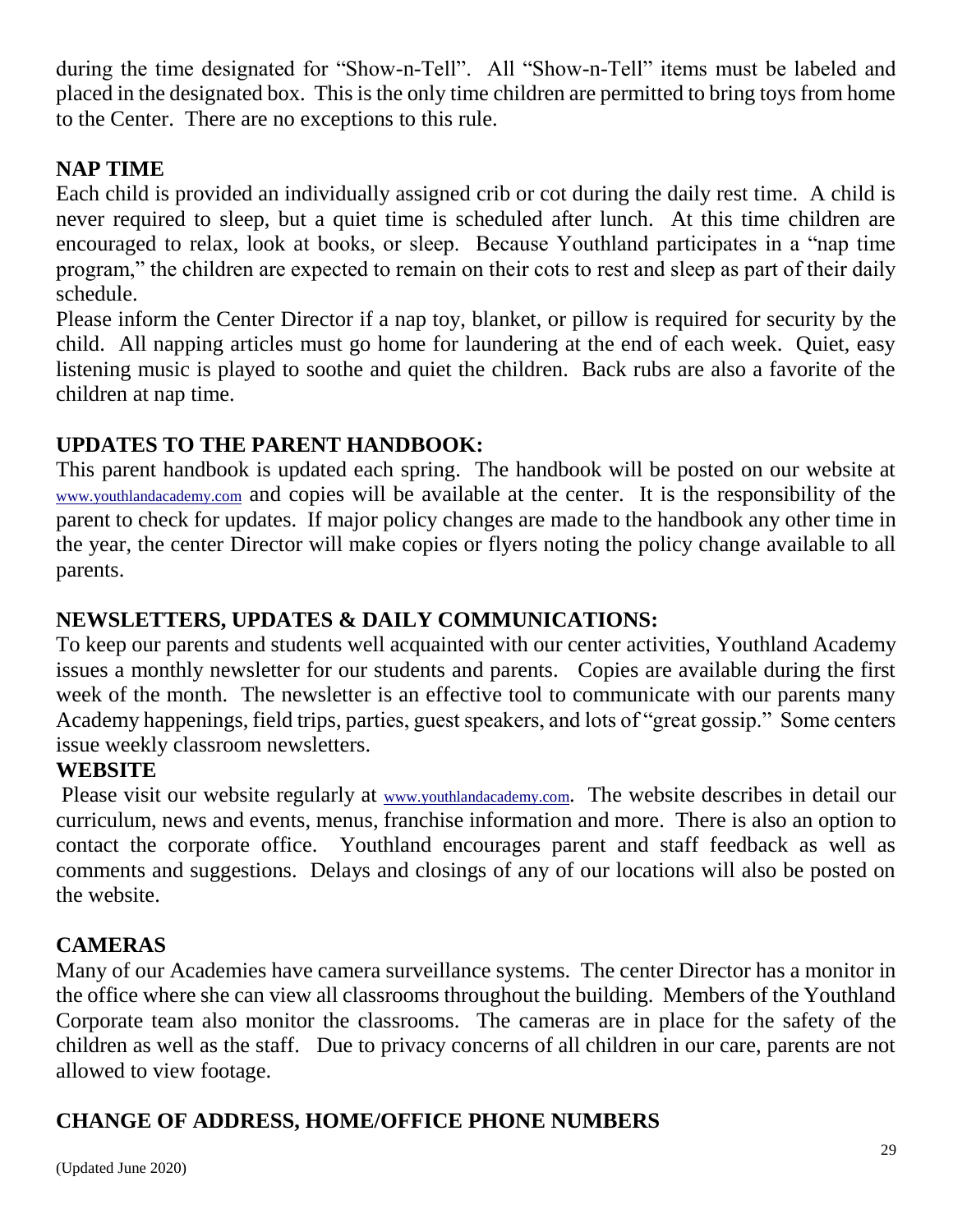during the time designated for "Show-n-Tell". All "Show-n-Tell" items must be labeled and placed in the designated box. This is the only time children are permitted to bring toys from home to the Center. There are no exceptions to this rule.

## NAP TIME

Each child is provided an individually assigned crib or cot during the daily rest time. A child is never required to sleep, but a quiet time is scheduled after lunch. At this time children are encouraged to relax, look at books, or sleep. Because Youthland participates in a "nap time program," the children are expected to remain on their cots to rest and sleep as part of their daily schedule.

Please inform the Center Director if a nap toy, blanket, or pillow is required for security by the child. All napping articles must go home for laundering at the end of each week. Quiet, easy listening music is played to soothe and quiet the children. Back rubs are also a favorite of the children at nap time.

## UPDATES TO THE PARENT HANDBOOK:

This parent handbook is updated each spring. The handbook will be posted on our website at www.youthlandacademy.com and copies will be available at the center. It is the responsibility of the parent to check for updates. If major policy changes are made to the handbook any other time in the year, the center Director will make copies or flyers noting the policy change available to all parents.

## NEWSLETTERS, UPDATES & DAILY COMMUNICATIONS:

To keep our parents and students well acquainted with our center activities, Youthland Academy issues a monthly newsletter for our students and parents. Copies are available during the first week of the month. The newsletter is an effective tool to communicate with our parents many Academy happenings, field trips, parties, guest speakers, and lots of "great gossip." Some centers issue weekly classroom newsletters.

## WEBSITE

Please visit our website regularly at www.youthlandacademy.com. The website describes in detail our curriculum, news and events, menus, franchise information and more. There is also an option to contact the corporate office. Youthland encourages parent and staff feedback as well as comments and suggestions. Delays and closings of any of our locations will also be posted on the website.

## CAMERAS

Many of our Academies have camera surveillance systems. The center Director has a monitor in the office where she can view all classrooms throughout the building. Members of the Youthland Corporate team also monitor the classrooms. The cameras are in place for the safety of the children as well as the staff. Due to privacy concerns of all children in our care, parents are not allowed to view footage.

## CHANGE OF ADDRESS, HOME/OFFICE PHONE NUMBERS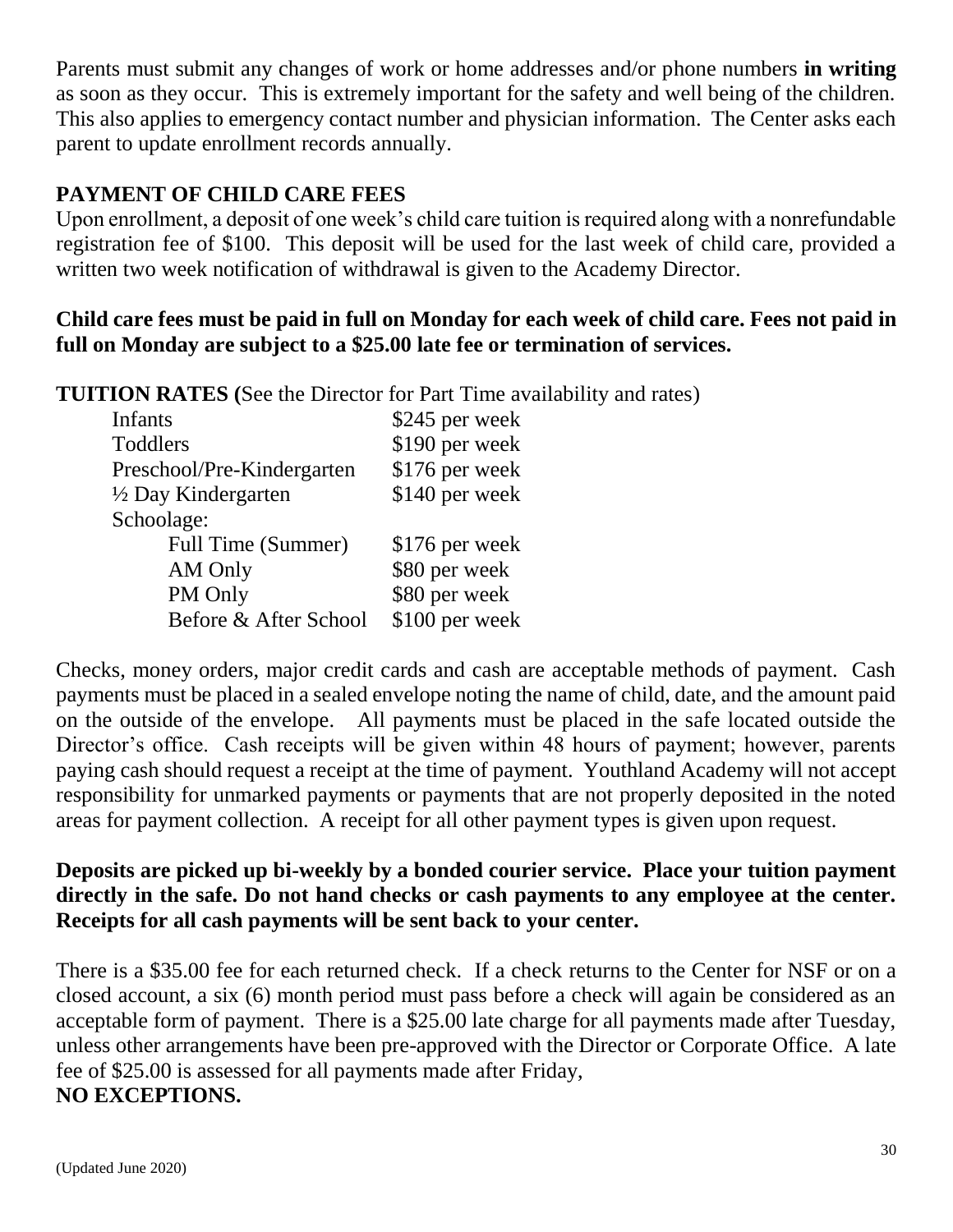Parents must submit any changes of work or home addresses and/or phone numbers **in writing** as soon as they occur. This is extremely important for the safety and well being of the children. This also applies to emergency contact number and physician information. The Center asks each parent to update enrollment records annually.

## PAYMENT OF CHILD CARE FEES

Upon enrollment, a deposit of one week's child care tuition is required along with a nonrefundable registration fee of $100. This deposit will be used for the last week of child care, provided a written two week notification of withdrawal is given to the Academy Director.

**Child care fees must be paid in full on Monday for each week of child care. Fees not paid in full on Monday are subject to a $25.00 late fee or termination of services.**

**TUITION RATES (**See the Director for Part Time availability and rates)

| | |
|---|---|
| Infants | $245 per week |
| Toddlers | $190 per week |
| Preschool/Pre-Kindergarten | $176 per week |
| ½ Day Kindergarten | $140 per week |
| Schoolage: | |
| Full Time (Summer) | $176 per week |
| AM Only | $80 per week |
| PM Only | $80 per week |
| Before & After School | $100 per week |

Checks, money orders, major credit cards and cash are acceptable methods of payment. Cash payments must be placed in a sealed envelope noting the name of child, date, and the amount paid on the outside of the envelope. All payments must be placed in the safe located outside the Director's office. Cash receipts will be given within 48 hours of payment; however, parents paying cash should request a receipt at the time of payment. Youthland Academy will not accept responsibility for unmarked payments or payments that are not properly deposited in the noted areas for payment collection. A receipt for all other payment types is given upon request.

**Deposits are picked up bi-weekly by a bonded courier service. Place your tuition payment directly in the safe. Do not hand checks or cash payments to any employee at the center. Receipts for all cash payments will be sent back to your center.**

There is a $35.00 fee for each returned check. If a check returns to the Center for NSF or on a closed account, a six (6) month period must pass before a check will again be considered as an acceptable form of payment. There is a $25.00 late charge for all payments made after Tuesday, unless other arrangements have been pre-approved with the Director or Corporate Office. A late fee of $25.00 is assessed for all payments made after Friday,
**NO EXCEPTIONS.**

(Updated June 2020)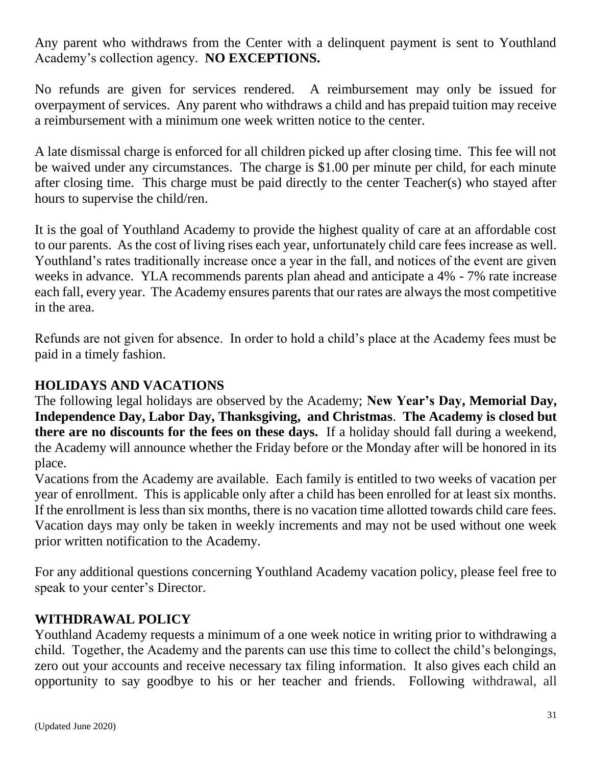Any parent who withdraws from the Center with a delinquent payment is sent to Youthland Academy's collection agency. **NO EXCEPTIONS.**

No refunds are given for services rendered. A reimbursement may only be issued for overpayment of services. Any parent who withdraws a child and has prepaid tuition may receive a reimbursement with a minimum one week written notice to the center.

A late dismissal charge is enforced for all children picked up after closing time. This fee will not be waived under any circumstances. The charge is $1.00 per minute per child, for each minute after closing time. This charge must be paid directly to the center Teacher(s) who stayed after hours to supervise the child/ren.

It is the goal of Youthland Academy to provide the highest quality of care at an affordable cost to our parents. As the cost of living rises each year, unfortunately child care fees increase as well. Youthland's rates traditionally increase once a year in the fall, and notices of the event are given weeks in advance. YLA recommends parents plan ahead and anticipate a 4% - 7% rate increase each fall, every year. The Academy ensures parents that our rates are always the most competitive in the area.

Refunds are not given for absence. In order to hold a child's place at the Academy fees must be paid in a timely fashion.

## HOLIDAYS AND VACATIONS

The following legal holidays are observed by the Academy; **New Year's Day, Memorial Day, Independence Day, Labor Day, Thanksgiving, and Christmas**. **The Academy is closed but there are no discounts for the fees on these days.** If a holiday should fall during a weekend, the Academy will announce whether the Friday before or the Monday after will be honored in its place.

Vacations from the Academy are available. Each family is entitled to two weeks of vacation per year of enrollment. This is applicable only after a child has been enrolled for at least six months. If the enrollment is less than six months, there is no vacation time allotted towards child care fees. Vacation days may only be taken in weekly increments and may not be used without one week prior written notification to the Academy.

For any additional questions concerning Youthland Academy vacation policy, please feel free to speak to your center's Director.

## WITHDRAWAL POLICY

Youthland Academy requests a minimum of a one week notice in writing prior to withdrawing a child. Together, the Academy and the parents can use this time to collect the child's belongings, zero out your accounts and receive necessary tax filing information. It also gives each child an opportunity to say goodbye to his or her teacher and friends. Following withdrawal, all

(Updated June 2020)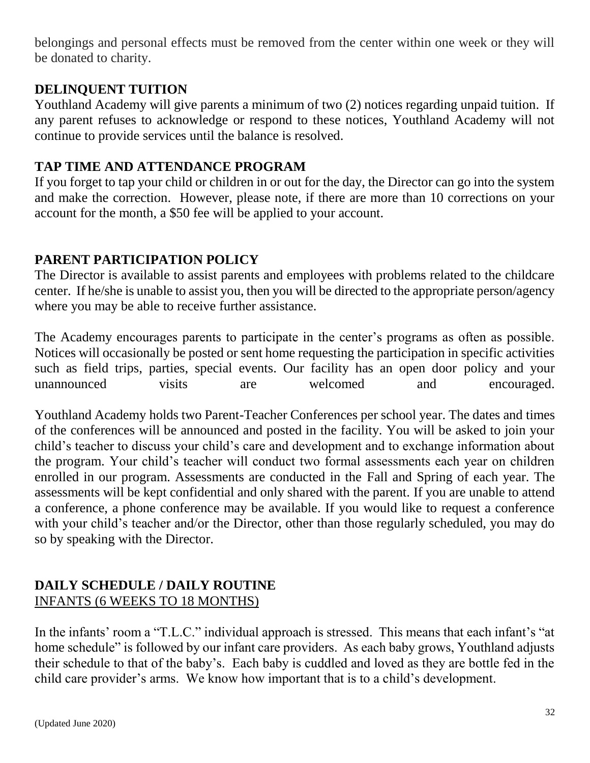belongings and personal effects must be removed from the center within one week or they will be donated to charity.

## DELINQUENT TUITION

Youthland Academy will give parents a minimum of two (2) notices regarding unpaid tuition. If any parent refuses to acknowledge or respond to these notices, Youthland Academy will not continue to provide services until the balance is resolved.

## TAP TIME AND ATTENDANCE PROGRAM

If you forget to tap your child or children in or out for the day, the Director can go into the system and make the correction. However, please note, if there are more than 10 corrections on your account for the month, a $50 fee will be applied to your account.

## PARENT PARTICIPATION POLICY

The Director is available to assist parents and employees with problems related to the childcare center. If he/she is unable to assist you, then you will be directed to the appropriate person/agency where you may be able to receive further assistance.

The Academy encourages parents to participate in the center's programs as often as possible. Notices will occasionally be posted or sent home requesting the participation in specific activities such as field trips, parties, special events. Our facility has an open door policy and your unannounced visits are welcomed and encouraged.

Youthland Academy holds two Parent-Teacher Conferences per school year. The dates and times of the conferences will be announced and posted in the facility. You will be asked to join your child's teacher to discuss your child's care and development and to exchange information about the program. Your child's teacher will conduct two formal assessments each year on children enrolled in our program. Assessments are conducted in the Fall and Spring of each year. The assessments will be kept confidential and only shared with the parent. If you are unable to attend a conference, a phone conference may be available. If you would like to request a conference with your child's teacher and/or the Director, other than those regularly scheduled, you may do so by speaking with the Director.

## DAILY SCHEDULE / DAILY ROUTINE

### INFANTS (6 WEEKS TO 18 MONTHS)

In the infants' room a "T.L.C." individual approach is stressed. This means that each infant's "at home schedule" is followed by our infant care providers. As each baby grows, Youthland adjusts their schedule to that of the baby's. Each baby is cuddled and loved as they are bottle fed in the child care provider's arms. We know how important that is to a child's development.

(Updated June 2020)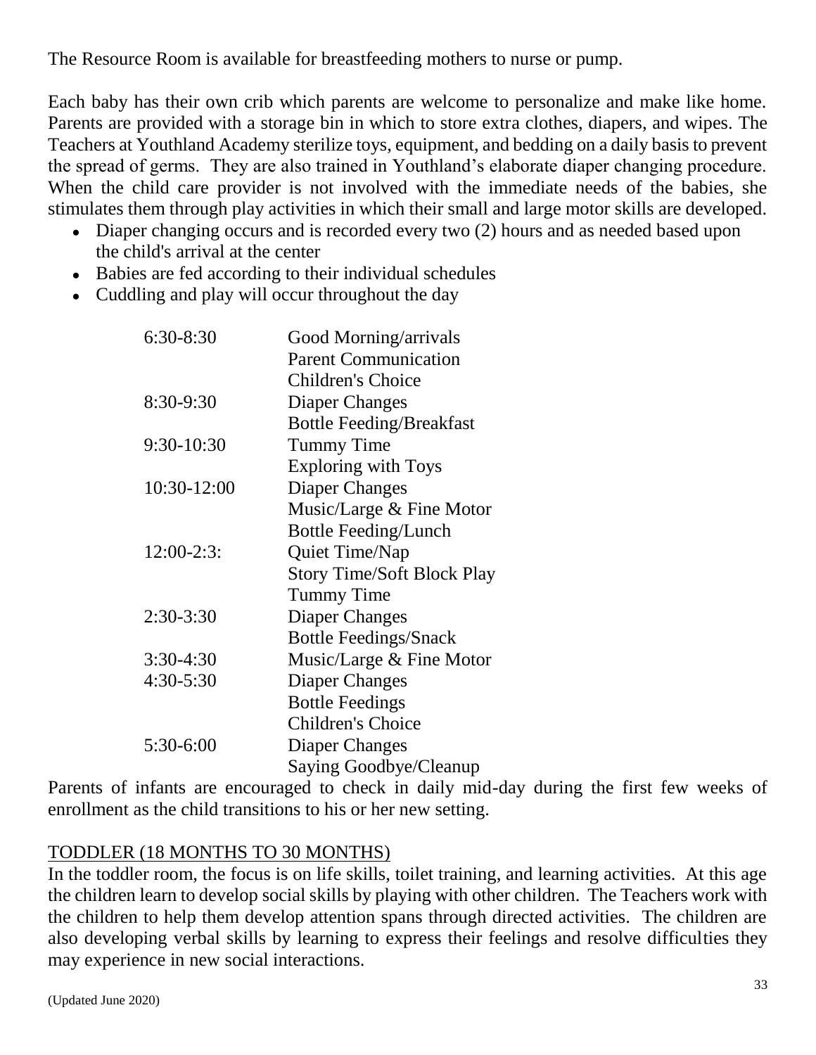The Resource Room is available for breastfeeding mothers to nurse or pump.

Each baby has their own crib which parents are welcome to personalize and make like home. Parents are provided with a storage bin in which to store extra clothes, diapers, and wipes. The Teachers at Youthland Academy sterilize toys, equipment, and bedding on a daily basis to prevent the spread of germs. They are also trained in Youthland's elaborate diaper changing procedure. When the child care provider is not involved with the immediate needs of the babies, she stimulates them through play activities in which their small and large motor skills are developed.

- Diaper changing occurs and is recorded every two (2) hours and as needed based upon the child's arrival at the center
- Babies are fed according to their individual schedules
- Cuddling and play will occur throughout the day

| | |
|---|---|
| 6:30-8:30 | Good Morning/arrivals<br>Parent Communication<br>Children's Choice |
| 8:30-9:30 | Diaper Changes<br>Bottle Feeding/Breakfast |
| 9:30-10:30 | Tummy Time<br>Exploring with Toys |
| 10:30-12:00 | Diaper Changes<br>Music/Large & Fine Motor<br>Bottle Feeding/Lunch |
| 12:00-2:3: | Quiet Time/Nap<br>Story Time/Soft Block Play<br>Tummy Time |
| 2:30-3:30 | Diaper Changes<br>Bottle Feedings/Snack |
| 3:30-4:30 | Music/Large & Fine Motor |
| 4:30-5:30 | Diaper Changes<br>Bottle Feedings<br>Children's Choice |
| 5:30-6:00 | Diaper Changes<br>Saying Goodbye/Cleanup |

Parents of infants are encouraged to check in daily mid-day during the first few weeks of enrollment as the child transitions to his or her new setting.

## TODDLER (18 MONTHS TO 30 MONTHS)

In the toddler room, the focus is on life skills, toilet training, and learning activities. At this age the children learn to develop social skills by playing with other children. The Teachers work with the children to help them develop attention spans through directed activities. The children are also developing verbal skills by learning to express their feelings and resolve difficulties they may experience in new social interactions.

(Updated June 2020)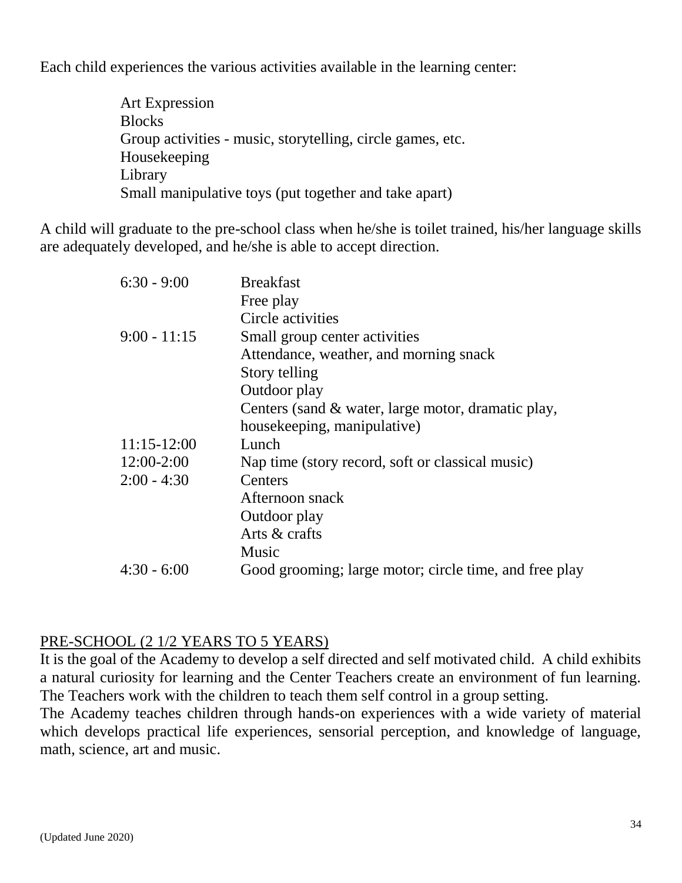Each child experiences the various activities available in the learning center:

- Art Expression
- Blocks
- Group activities - music, storytelling, circle games, etc.
- Housekeeping
- Library
- Small manipulative toys (put together and take apart)

A child will graduate to the pre-school class when he/she is toilet trained, his/her language skills are adequately developed, and he/she is able to accept direction.

| | |
|---|---|
| 6:30 - 9:00 | Breakfast<br>Free play<br>Circle activities |
| 9:00 - 11:15 | Small group center activities<br>Attendance, weather, and morning snack<br>Story telling<br>Outdoor play<br>Centers (sand & water, large motor, dramatic play, housekeeping, manipulative) |
| 11:15-12:00 | Lunch |
| 12:00-2:00 | Nap time (story record, soft or classical music) |
| 2:00 - 4:30 | Centers<br>Afternoon snack<br>Outdoor play<br>Arts & crafts<br>Music |
| 4:30 - 6:00 | Good grooming; large motor; circle time, and free play |

## PRE-SCHOOL (2 1/2 YEARS TO 5 YEARS)

It is the goal of the Academy to develop a self directed and self motivated child. A child exhibits a natural curiosity for learning and the Center Teachers create an environment of fun learning. The Teachers work with the children to teach them self control in a group setting.

The Academy teaches children through hands-on experiences with a wide variety of material which develops practical life experiences, sensorial perception, and knowledge of language, math, science, art and music.

(Updated June 2020)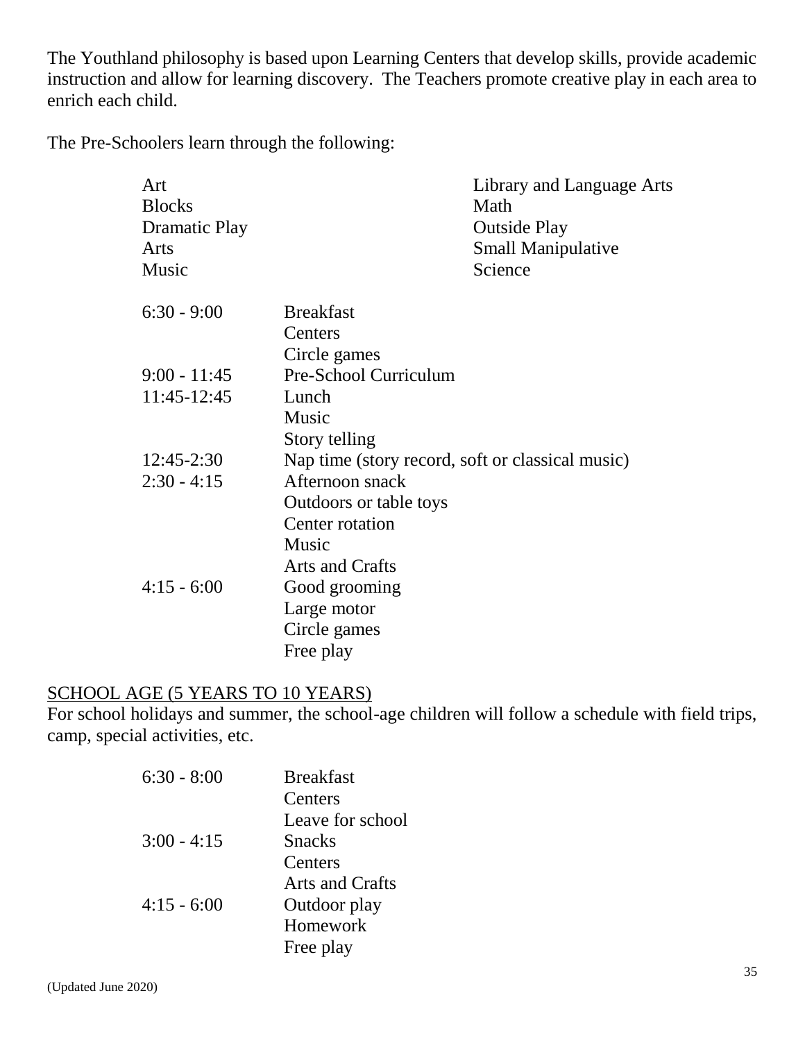The Youthland philosophy is based upon Learning Centers that develop skills, provide academic instruction and allow for learning discovery. The Teachers promote creative play in each area to enrich each child.

The Pre-Schoolers learn through the following:

| | |
|---|---|
| Art | Library and Language Arts |
| Blocks | Math |
| Dramatic Play | Outside Play |
| Arts | Small Manipulative |
| Music | Science |

| | |
|---|---|
| 6:30 - 9:00 | Breakfast<br>Centers<br>Circle games |
| 9:00 - 11:45 | Pre-School Curriculum |
| 11:45-12:45 | Lunch<br>Music<br>Story telling |
| 12:45-2:30 | Nap time (story record, soft or classical music) |
| 2:30 - 4:15 | Afternoon snack<br>Outdoors or table toys<br>Center rotation<br>Music<br>Arts and Crafts |
| 4:15 - 6:00 | Good grooming<br>Large motor<br>Circle games<br>Free play |

<u>SCHOOL AGE (5 YEARS TO 10 YEARS)</u>

For school holidays and summer, the school-age children will follow a schedule with field trips, camp, special activities, etc.

| | |
|---|---|
| 6:30 - 8:00 | Breakfast<br>Centers<br>Leave for school |
| 3:00 - 4:15 | Snacks<br>Centers<br>Arts and Crafts |
| 4:15 - 6:00 | Outdoor play<br>Homework<br>Free play |

(Updated June 2020)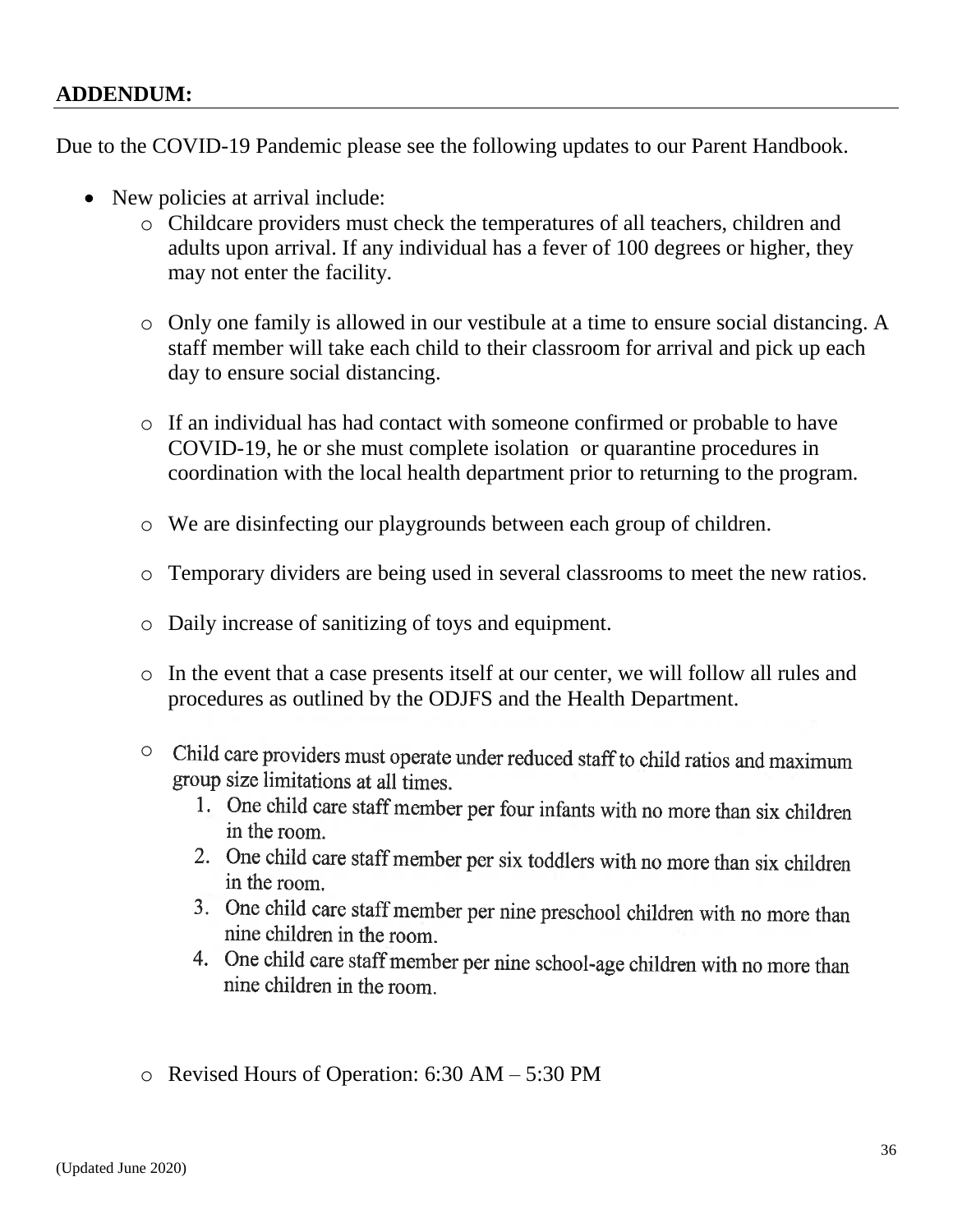**ADDENDUM:**

Due to the COVID-19 Pandemic please see the following updates to our Parent Handbook.

- New policies at arrival include:
  - Childcare providers must check the temperatures of all teachers, children and adults upon arrival. If any individual has a fever of 100 degrees or higher, they may not enter the facility.
  - Only one family is allowed in our vestibule at a time to ensure social distancing. A staff member will take each child to their classroom for arrival and pick up each day to ensure social distancing.
  - If an individual has had contact with someone confirmed or probable to have COVID-19, he or she must complete isolation or quarantine procedures in coordination with the local health department prior to returning to the program.
  - We are disinfecting our playgrounds between each group of children.
  - Temporary dividers are being used in several classrooms to meet the new ratios.
  - Daily increase of sanitizing of toys and equipment.
  - In the event that a case presents itself at our center, we will follow all rules and procedures as outlined by the ODJFS and the Health Department.
  - Child care providers must operate under reduced staff to child ratios and maximum group size limitations at all times.
    1. One child care staff member per four infants with no more than six children in the room.
    2. One child care staff member per six toddlers with no more than six children in the room.
    3. One child care staff member per nine preschool children with no more than nine children in the room.
    4. One child care staff member per nine school-age children with no more than nine children in the room.
  - Revised Hours of Operation: 6:30 AM – 5:30 PM

(Updated June 2020)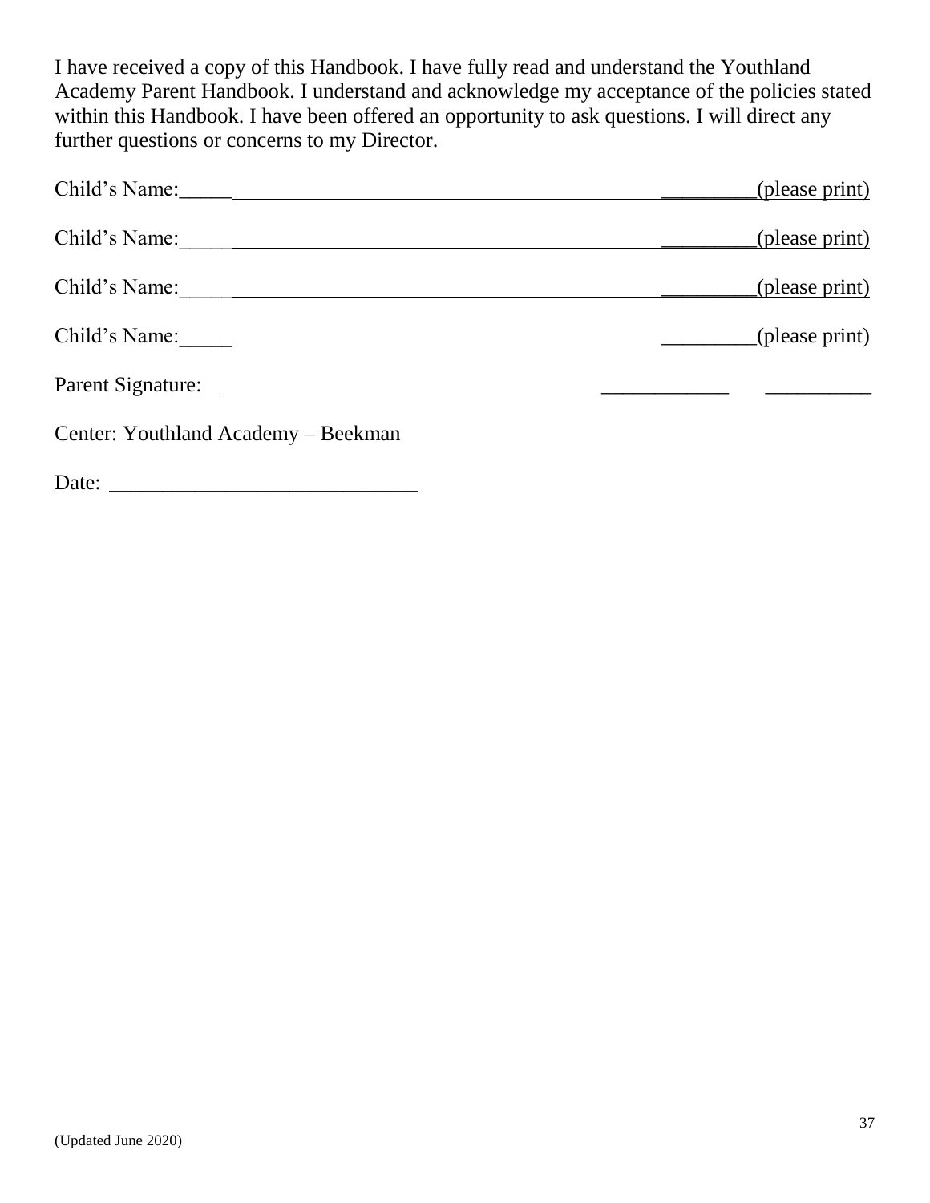I have received a copy of this Handbook. I have fully read and understand the Youthland Academy Parent Handbook. I understand and acknowledge my acceptance of the policies stated within this Handbook. I have been offered an opportunity to ask questions. I will direct any further questions or concerns to my Director.

Child's Name:_____________________________________________________________(please print)

Child's Name:_____________________________________________________________(please print)

Child's Name:_____________________________________________________________(please print)

Child's Name:_____________________________________________________________(please print)

Parent Signature: ______________________________________________________________

Center: Youthland Academy – Beekman

Date: _____________________________

(Updated June 2020)